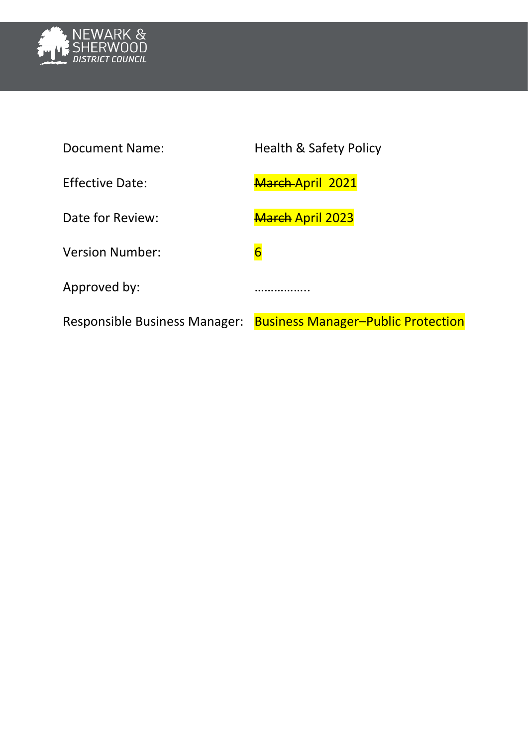NEWARK & SHERWOOD DISTRICT COUNCIL

| | |
|---|---|
| Document Name: | Health & Safety Policy |
| Effective Date: | ~~March~~ April 2021 |
| Date for Review: | ~~March~~ April 2023 |
| Version Number: | 6 |
| Approved by: | …………….. |
| Responsible Business Manager: | Business Manager–Public Protection |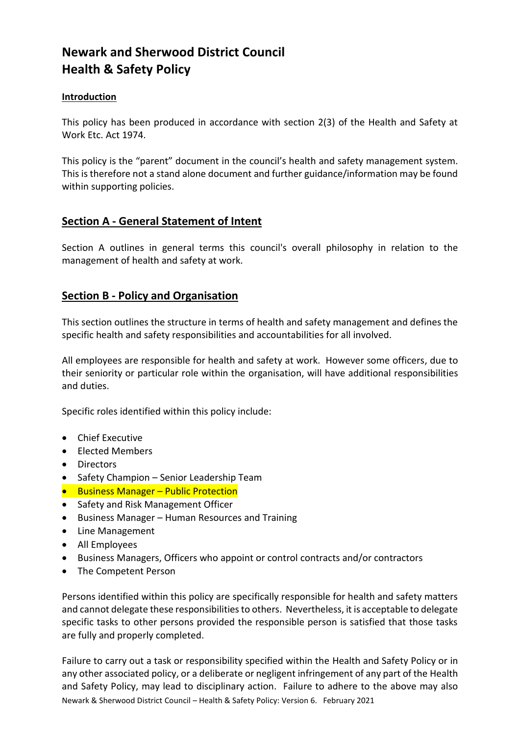# Newark and Sherwood District Council
# Health & Safety Policy

**Introduction**

This policy has been produced in accordance with section 2(3) of the Health and Safety at Work Etc. Act 1974.

This policy is the "parent" document in the council's health and safety management system. This is therefore not a stand alone document and further guidance/information may be found within supporting policies.

## Section A - General Statement of Intent

Section A outlines in general terms this council's overall philosophy in relation to the management of health and safety at work.

## Section B - Policy and Organisation

This section outlines the structure in terms of health and safety management and defines the specific health and safety responsibilities and accountabilities for all involved.

All employees are responsible for health and safety at work. However some officers, due to their seniority or particular role within the organisation, will have additional responsibilities and duties.

Specific roles identified within this policy include:

- Chief Executive
- Elected Members
- Directors
- Safety Champion – Senior Leadership Team
- Business Manager – Public Protection
- Safety and Risk Management Officer
- Business Manager – Human Resources and Training
- Line Management
- All Employees
- Business Managers, Officers who appoint or control contracts and/or contractors
- The Competent Person

Persons identified within this policy are specifically responsible for health and safety matters and cannot delegate these responsibilities to others. Nevertheless, it is acceptable to delegate specific tasks to other persons provided the responsible person is satisfied that those tasks are fully and properly completed.

Failure to carry out a task or responsibility specified within the Health and Safety Policy or in any other associated policy, or a deliberate or negligent infringement of any part of the Health and Safety Policy, may lead to disciplinary action. Failure to adhere to the above may also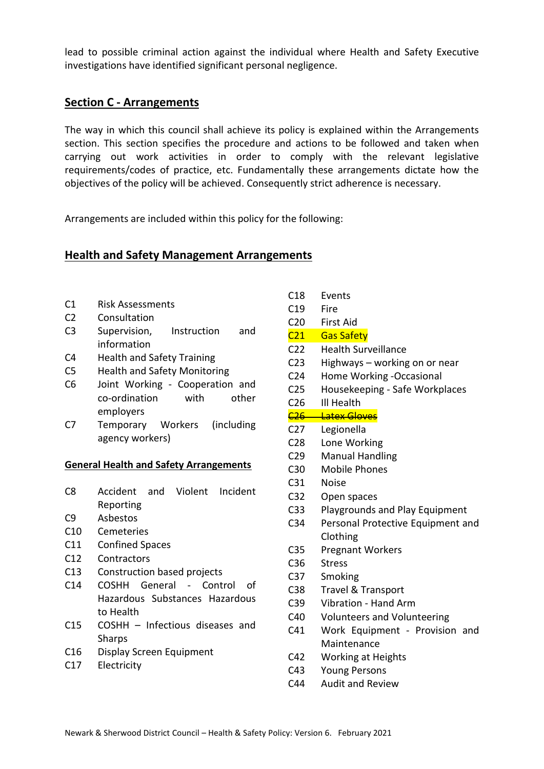lead to possible criminal action against the individual where Health and Safety Executive investigations have identified significant personal negligence.

## Section C - Arrangements

The way in which this council shall achieve its policy is explained within the Arrangements section. This section specifies the procedure and actions to be followed and taken when carrying out work activities in order to comply with the relevant legislative requirements/codes of practice, etc. Fundamentally these arrangements dictate how the objectives of the policy will be achieved. Consequently strict adherence is necessary.

Arrangements are included within this policy for the following:

## Health and Safety Management Arrangements

- C1 Risk Assessments
- C2 Consultation
- C3 Supervision, Instruction and information
- C4 Health and Safety Training
- C5 Health and Safety Monitoring
- C6 Joint Working - Cooperation and co-ordination with other employers
- C7 Temporary Workers (including agency workers)

### General Health and Safety Arrangements

- C8 Accident and Violent Incident Reporting
- C9 Asbestos
- C10 Cemeteries
- C11 Confined Spaces
- C12 Contractors
- C13 Construction based projects
- C14 COSHH General - Control of Hazardous Substances Hazardous to Health
- C15 COSHH – Infectious diseases and Sharps
- C16 Display Screen Equipment
- C17 Electricity
- C18 Events
- C19 Fire
- C20 First Aid
- C21 Gas Safety
- C22 Health Surveillance
- C23 Highways – working on or near
- C24 Home Working -Occasional
- C25 Housekeeping - Safe Workplaces
- C26 Ill Health
- ~~C26 Latex Gloves~~
- C27 Legionella
- C28 Lone Working
- C29 Manual Handling
- C30 Mobile Phones
- C31 Noise
- C32 Open spaces
- C33 Playgrounds and Play Equipment
- C34 Personal Protective Equipment and Clothing
- C35 Pregnant Workers
- C36 Stress
- C37 Smoking
- C38 Travel & Transport
- C39 Vibration - Hand Arm
- C40 Volunteers and Volunteering
- C41 Work Equipment - Provision and Maintenance
- C42 Working at Heights
- C43 Young Persons
- C44 Audit and Review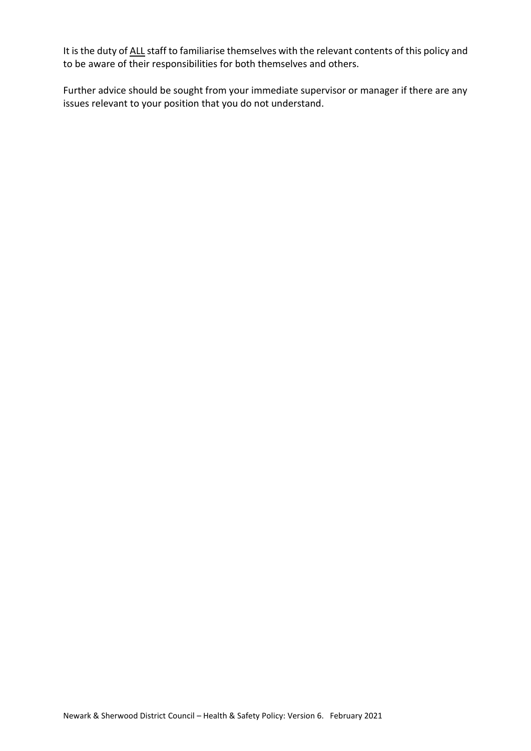It is the duty of ALL staff to familiarise themselves with the relevant contents of this policy and to be aware of their responsibilities for both themselves and others.

Further advice should be sought from your immediate supervisor or manager if there are any issues relevant to your position that you do not understand.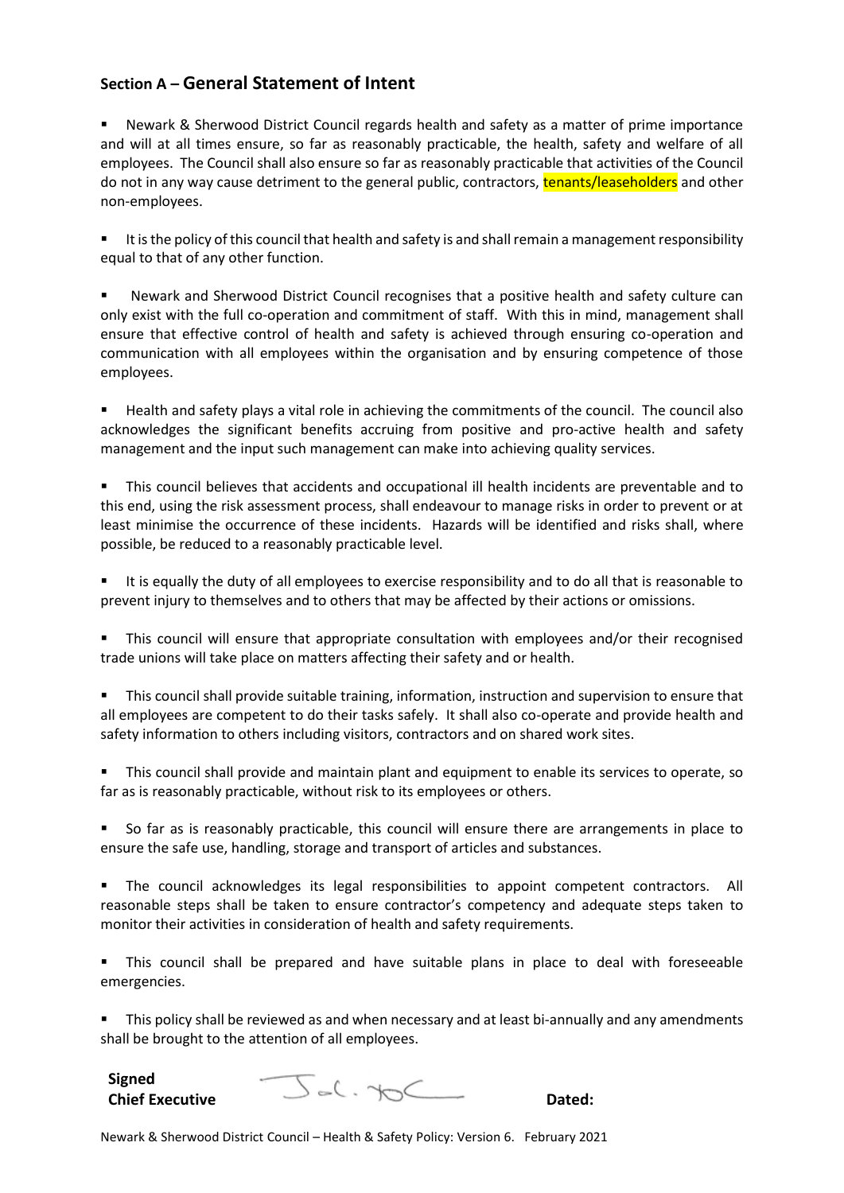## Section A – General Statement of Intent

- Newark & Sherwood District Council regards health and safety as a matter of prime importance and will at all times ensure, so far as reasonably practicable, the health, safety and welfare of all employees. The Council shall also ensure so far as reasonably practicable that activities of the Council do not in any way cause detriment to the general public, contractors, tenants/leaseholders and other non-employees.

- It is the policy of this council that health and safety is and shall remain a management responsibility equal to that of any other function.

- Newark and Sherwood District Council recognises that a positive health and safety culture can only exist with the full co-operation and commitment of staff. With this in mind, management shall ensure that effective control of health and safety is achieved through ensuring co-operation and communication with all employees within the organisation and by ensuring competence of those employees.

- Health and safety plays a vital role in achieving the commitments of the council. The council also acknowledges the significant benefits accruing from positive and pro-active health and safety management and the input such management can make into achieving quality services.

- This council believes that accidents and occupational ill health incidents are preventable and to this end, using the risk assessment process, shall endeavour to manage risks in order to prevent or at least minimise the occurrence of these incidents. Hazards will be identified and risks shall, where possible, be reduced to a reasonably practicable level.

- It is equally the duty of all employees to exercise responsibility and to do all that is reasonable to prevent injury to themselves and to others that may be affected by their actions or omissions.

- This council will ensure that appropriate consultation with employees and/or their recognised trade unions will take place on matters affecting their safety and or health.

- This council shall provide suitable training, information, instruction and supervision to ensure that all employees are competent to do their tasks safely. It shall also co-operate and provide health and safety information to others including visitors, contractors and on shared work sites.

- This council shall provide and maintain plant and equipment to enable its services to operate, so far as is reasonably practicable, without risk to its employees or others.

- So far as is reasonably practicable, this council will ensure there are arrangements in place to ensure the safe use, handling, storage and transport of articles and substances.

- The council acknowledges its legal responsibilities to appoint competent contractors. All reasonable steps shall be taken to ensure contractor's competency and adequate steps taken to monitor their activities in consideration of health and safety requirements.

- This council shall be prepared and have suitable plans in place to deal with foreseeable emergencies.

- This policy shall be reviewed as and when necessary and at least bi-annually and any amendments shall be brought to the attention of all employees.

**Signed**
**Chief Executive** **Dated:**

Newark & Sherwood District Council – Health & Safety Policy: Version 6. February 2021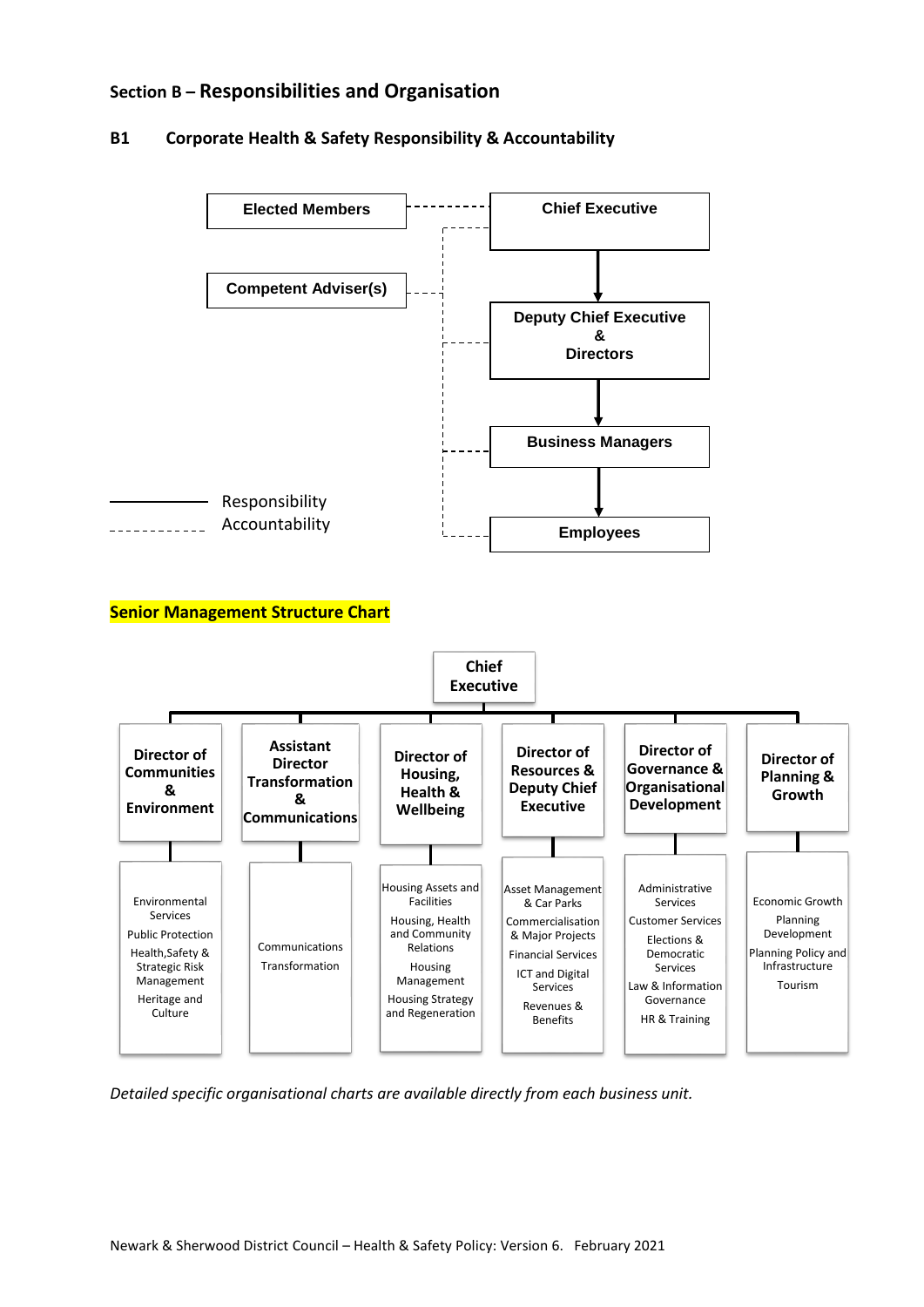# Section B – Responsibilities and Organisation

## B1 Corporate Health & Safety Responsibility & Accountability

- Elected Members
- Competent Adviser(s)
- Chief Executive
- Deputy Chief Executive & Directors
- Business Managers
- Employees

Responsibility (solid line)
Accountability (dashed line)

**Senior Management Structure Chart**

**Chief Executive**

| Director of Communities & Environment | Assistant Director Transformation & Communications | Director of Housing, Health & Wellbeing | Director of Resources & Deputy Chief Executive | Director of Governance & Organisational Development | Director of Planning & Growth |
|---|---|---|---|---|---|
| Environmental Services<br>Public Protection<br>Health, Safety & Strategic Risk Management<br>Heritage and Culture | Communications<br>Transformation | Housing Assets and Facilities<br>Housing, Health and Community Relations<br>Housing Management<br>Housing Strategy and Regeneration | Asset Management & Car Parks<br>Commercialisation & Major Projects<br>Financial Services<br>ICT and Digital Services<br>Revenues & Benefits | Administrative Services<br>Customer Services<br>Elections & Democratic Services<br>Law & Information Governance<br>HR & Training | Economic Growth<br>Planning Development<br>Planning Policy and Infrastructure<br>Tourism |

*Detailed specific organisational charts are available directly from each business unit.*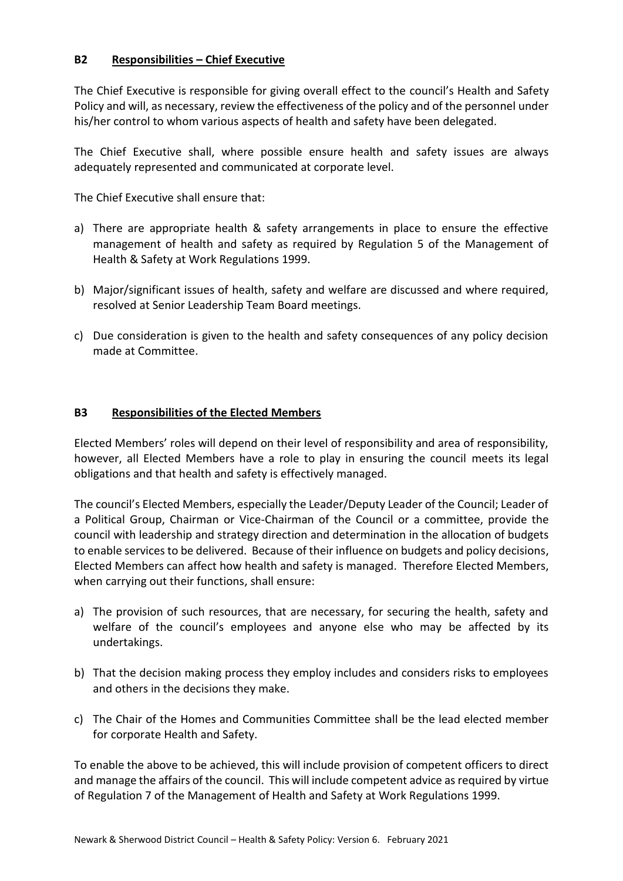## B2 Responsibilities – Chief Executive

The Chief Executive is responsible for giving overall effect to the council's Health and Safety Policy and will, as necessary, review the effectiveness of the policy and of the personnel under his/her control to whom various aspects of health and safety have been delegated.

The Chief Executive shall, where possible ensure health and safety issues are always adequately represented and communicated at corporate level.

The Chief Executive shall ensure that:

a) There are appropriate health & safety arrangements in place to ensure the effective management of health and safety as required by Regulation 5 of the Management of Health & Safety at Work Regulations 1999.

b) Major/significant issues of health, safety and welfare are discussed and where required, resolved at Senior Leadership Team Board meetings.

c) Due consideration is given to the health and safety consequences of any policy decision made at Committee.

## B3 Responsibilities of the Elected Members

Elected Members' roles will depend on their level of responsibility and area of responsibility, however, all Elected Members have a role to play in ensuring the council meets its legal obligations and that health and safety is effectively managed.

The council's Elected Members, especially the Leader/Deputy Leader of the Council; Leader of a Political Group, Chairman or Vice-Chairman of the Council or a committee, provide the council with leadership and strategy direction and determination in the allocation of budgets to enable services to be delivered. Because of their influence on budgets and policy decisions, Elected Members can affect how health and safety is managed. Therefore Elected Members, when carrying out their functions, shall ensure:

a) The provision of such resources, that are necessary, for securing the health, safety and welfare of the council's employees and anyone else who may be affected by its undertakings.

b) That the decision making process they employ includes and considers risks to employees and others in the decisions they make.

c) The Chair of the Homes and Communities Committee shall be the lead elected member for corporate Health and Safety.

To enable the above to be achieved, this will include provision of competent officers to direct and manage the affairs of the council. This will include competent advice as required by virtue of Regulation 7 of the Management of Health and Safety at Work Regulations 1999.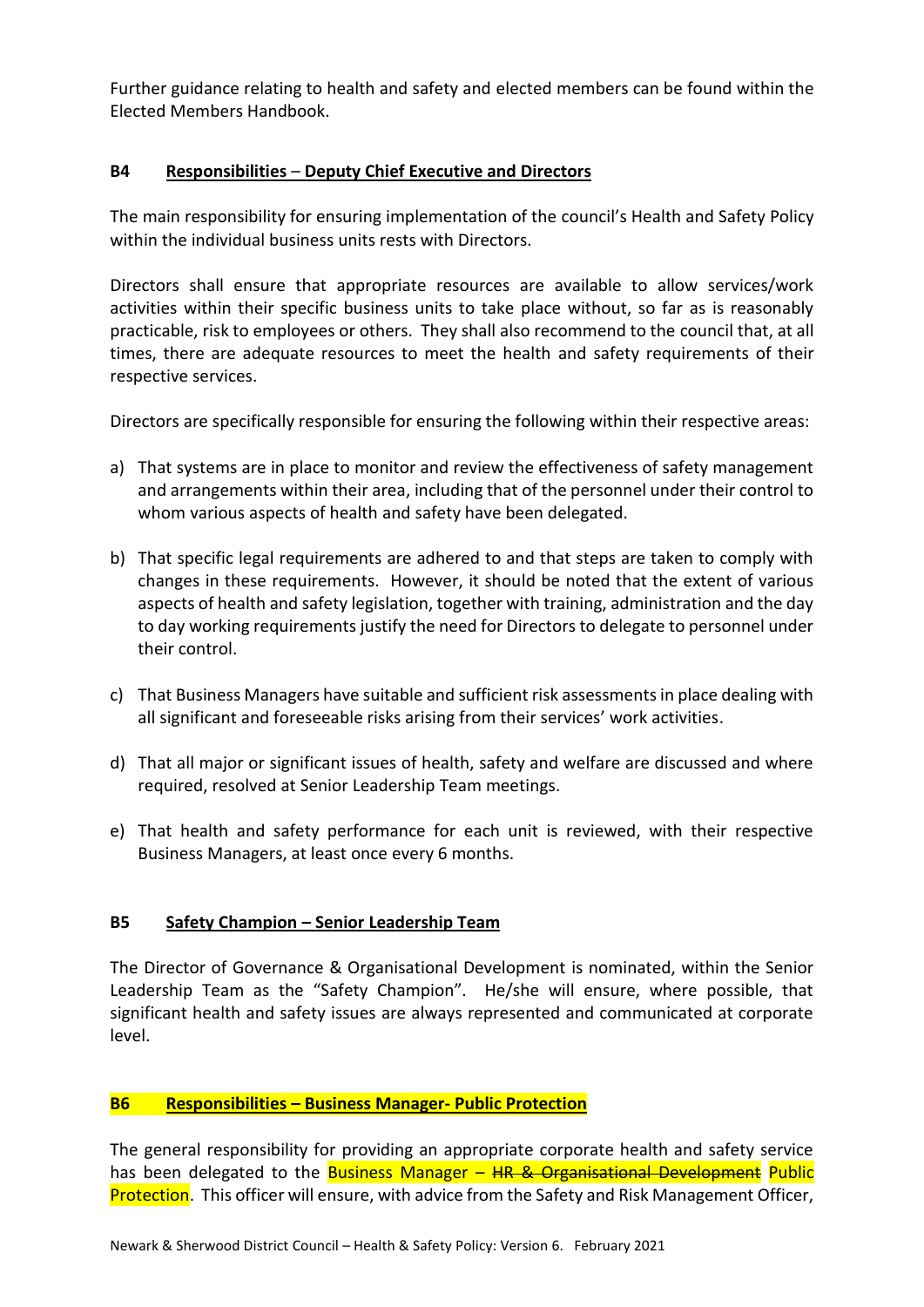Further guidance relating to health and safety and elected members can be found within the Elected Members Handbook.

### B4 Responsibilities – Deputy Chief Executive and Directors

The main responsibility for ensuring implementation of the council's Health and Safety Policy within the individual business units rests with Directors.

Directors shall ensure that appropriate resources are available to allow services/work activities within their specific business units to take place without, so far as is reasonably practicable, risk to employees or others. They shall also recommend to the council that, at all times, there are adequate resources to meet the health and safety requirements of their respective services.

Directors are specifically responsible for ensuring the following within their respective areas:

a) That systems are in place to monitor and review the effectiveness of safety management and arrangements within their area, including that of the personnel under their control to whom various aspects of health and safety have been delegated.

b) That specific legal requirements are adhered to and that steps are taken to comply with changes in these requirements. However, it should be noted that the extent of various aspects of health and safety legislation, together with training, administration and the day to day working requirements justify the need for Directors to delegate to personnel under their control.

c) That Business Managers have suitable and sufficient risk assessments in place dealing with all significant and foreseeable risks arising from their services' work activities.

d) That all major or significant issues of health, safety and welfare are discussed and where required, resolved at Senior Leadership Team meetings.

e) That health and safety performance for each unit is reviewed, with their respective Business Managers, at least once every 6 months.

### B5 Safety Champion – Senior Leadership Team

The Director of Governance & Organisational Development is nominated, within the Senior Leadership Team as the "Safety Champion". He/she will ensure, where possible, that significant health and safety issues are always represented and communicated at corporate level.

### B6 Responsibilities – Business Manager- Public Protection

The general responsibility for providing an appropriate corporate health and safety service has been delegated to the Business Manager – ~~HR & Organisational Development~~ Public Protection. This officer will ensure, with advice from the Safety and Risk Management Officer,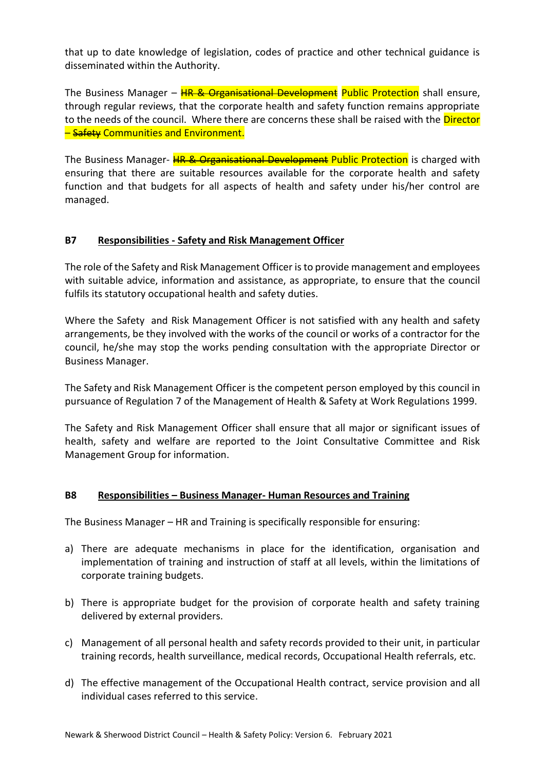that up to date knowledge of legislation, codes of practice and other technical guidance is disseminated within the Authority.

The Business Manager – ~~HR & Organisational Development~~ Public Protection shall ensure, through regular reviews, that the corporate health and safety function remains appropriate to the needs of the council. Where there are concerns these shall be raised with the Director – ~~Safety~~ Communities and Environment.

The Business Manager- ~~HR & Organisational Development~~ Public Protection is charged with ensuring that there are suitable resources available for the corporate health and safety function and that budgets for all aspects of health and safety under his/her control are managed.

### B7 Responsibilities - Safety and Risk Management Officer

The role of the Safety and Risk Management Officer is to provide management and employees with suitable advice, information and assistance, as appropriate, to ensure that the council fulfils its statutory occupational health and safety duties.

Where the Safety and Risk Management Officer is not satisfied with any health and safety arrangements, be they involved with the works of the council or works of a contractor for the council, he/she may stop the works pending consultation with the appropriate Director or Business Manager.

The Safety and Risk Management Officer is the competent person employed by this council in pursuance of Regulation 7 of the Management of Health & Safety at Work Regulations 1999.

The Safety and Risk Management Officer shall ensure that all major or significant issues of health, safety and welfare are reported to the Joint Consultative Committee and Risk Management Group for information.

### B8 Responsibilities – Business Manager- Human Resources and Training

The Business Manager – HR and Training is specifically responsible for ensuring:

a) There are adequate mechanisms in place for the identification, organisation and implementation of training and instruction of staff at all levels, within the limitations of corporate training budgets.

b) There is appropriate budget for the provision of corporate health and safety training delivered by external providers.

c) Management of all personal health and safety records provided to their unit, in particular training records, health surveillance, medical records, Occupational Health referrals, etc.

d) The effective management of the Occupational Health contract, service provision and all individual cases referred to this service.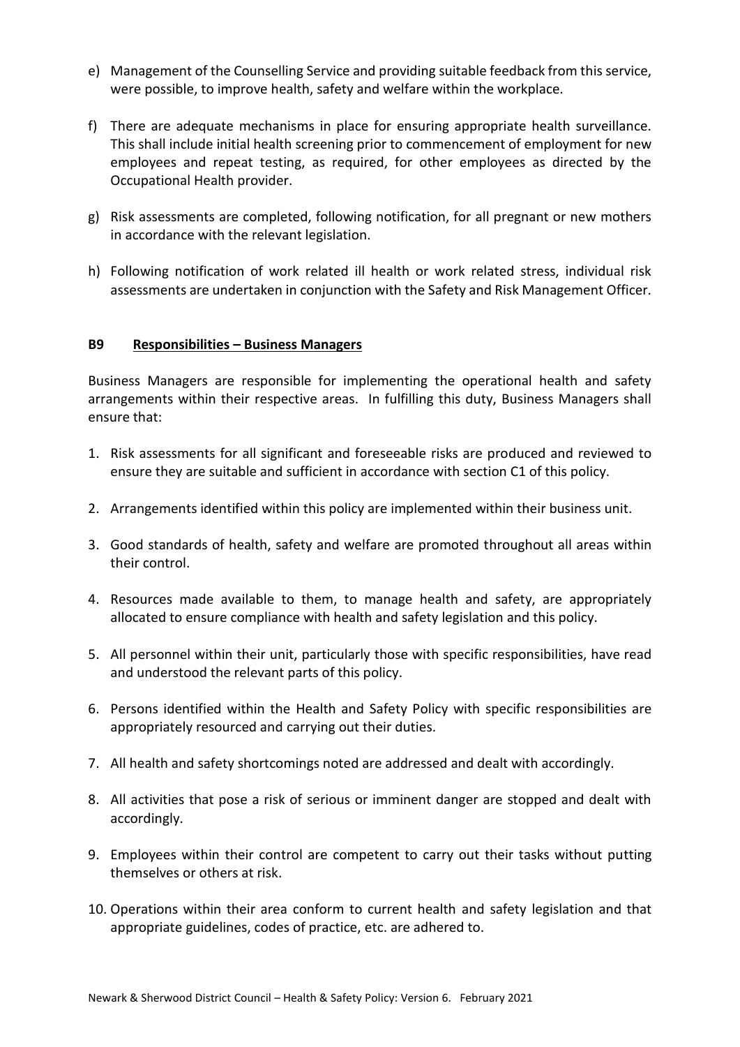e) Management of the Counselling Service and providing suitable feedback from this service, were possible, to improve health, safety and welfare within the workplace.

f) There are adequate mechanisms in place for ensuring appropriate health surveillance. This shall include initial health screening prior to commencement of employment for new employees and repeat testing, as required, for other employees as directed by the Occupational Health provider.

g) Risk assessments are completed, following notification, for all pregnant or new mothers in accordance with the relevant legislation.

h) Following notification of work related ill health or work related stress, individual risk assessments are undertaken in conjunction with the Safety and Risk Management Officer.

### B9 Responsibilities – Business Managers

Business Managers are responsible for implementing the operational health and safety arrangements within their respective areas. In fulfilling this duty, Business Managers shall ensure that:

1. Risk assessments for all significant and foreseeable risks are produced and reviewed to ensure they are suitable and sufficient in accordance with section C1 of this policy.
2. Arrangements identified within this policy are implemented within their business unit.
3. Good standards of health, safety and welfare are promoted throughout all areas within their control.
4. Resources made available to them, to manage health and safety, are appropriately allocated to ensure compliance with health and safety legislation and this policy.
5. All personnel within their unit, particularly those with specific responsibilities, have read and understood the relevant parts of this policy.
6. Persons identified within the Health and Safety Policy with specific responsibilities are appropriately resourced and carrying out their duties.
7. All health and safety shortcomings noted are addressed and dealt with accordingly.
8. All activities that pose a risk of serious or imminent danger are stopped and dealt with accordingly.
9. Employees within their control are competent to carry out their tasks without putting themselves or others at risk.
10. Operations within their area conform to current health and safety legislation and that appropriate guidelines, codes of practice, etc. are adhered to.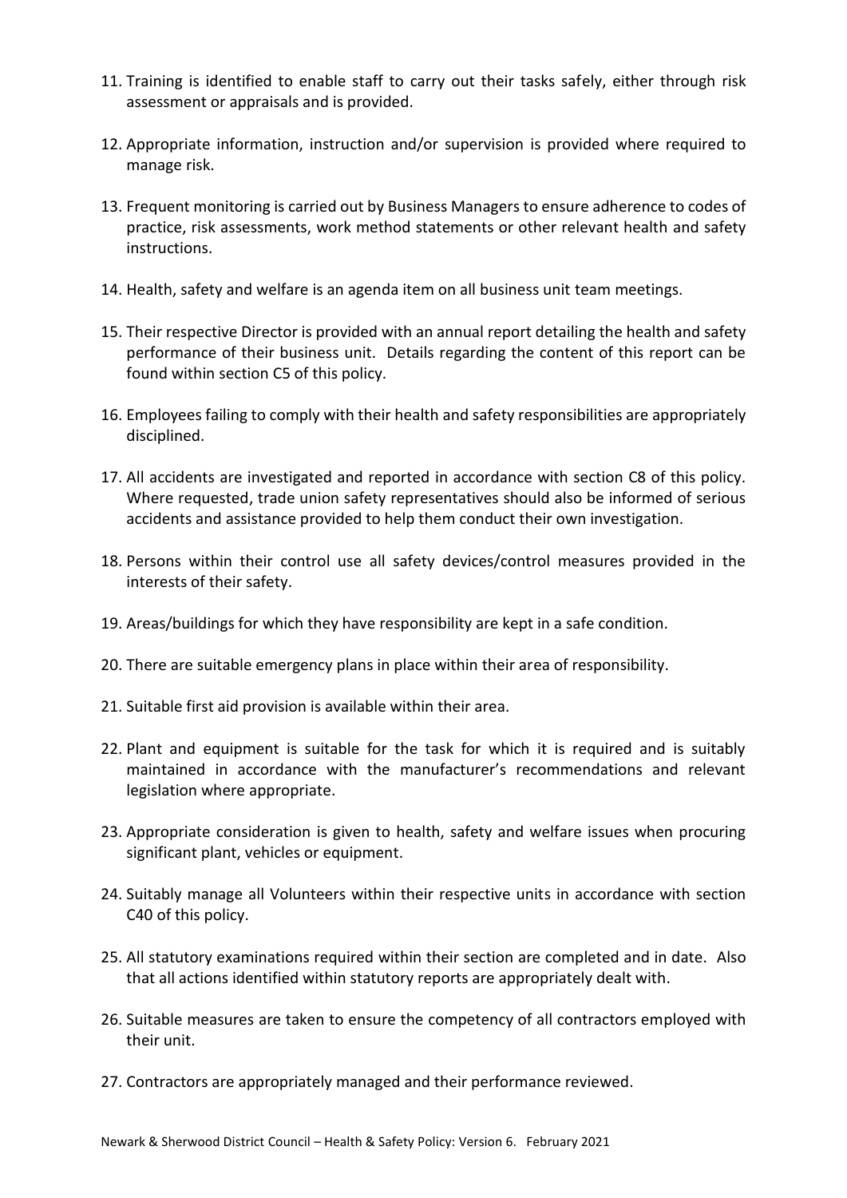11. Training is identified to enable staff to carry out their tasks safely, either through risk assessment or appraisals and is provided.

12. Appropriate information, instruction and/or supervision is provided where required to manage risk.

13. Frequent monitoring is carried out by Business Managers to ensure adherence to codes of practice, risk assessments, work method statements or other relevant health and safety instructions.

14. Health, safety and welfare is an agenda item on all business unit team meetings.

15. Their respective Director is provided with an annual report detailing the health and safety performance of their business unit. Details regarding the content of this report can be found within section C5 of this policy.

16. Employees failing to comply with their health and safety responsibilities are appropriately disciplined.

17. All accidents are investigated and reported in accordance with section C8 of this policy. Where requested, trade union safety representatives should also be informed of serious accidents and assistance provided to help them conduct their own investigation.

18. Persons within their control use all safety devices/control measures provided in the interests of their safety.

19. Areas/buildings for which they have responsibility are kept in a safe condition.

20. There are suitable emergency plans in place within their area of responsibility.

21. Suitable first aid provision is available within their area.

22. Plant and equipment is suitable for the task for which it is required and is suitably maintained in accordance with the manufacturer's recommendations and relevant legislation where appropriate.

23. Appropriate consideration is given to health, safety and welfare issues when procuring significant plant, vehicles or equipment.

24. Suitably manage all Volunteers within their respective units in accordance with section C40 of this policy.

25. All statutory examinations required within their section are completed and in date. Also that all actions identified within statutory reports are appropriately dealt with.

26. Suitable measures are taken to ensure the competency of all contractors employed with their unit.

27. Contractors are appropriately managed and their performance reviewed.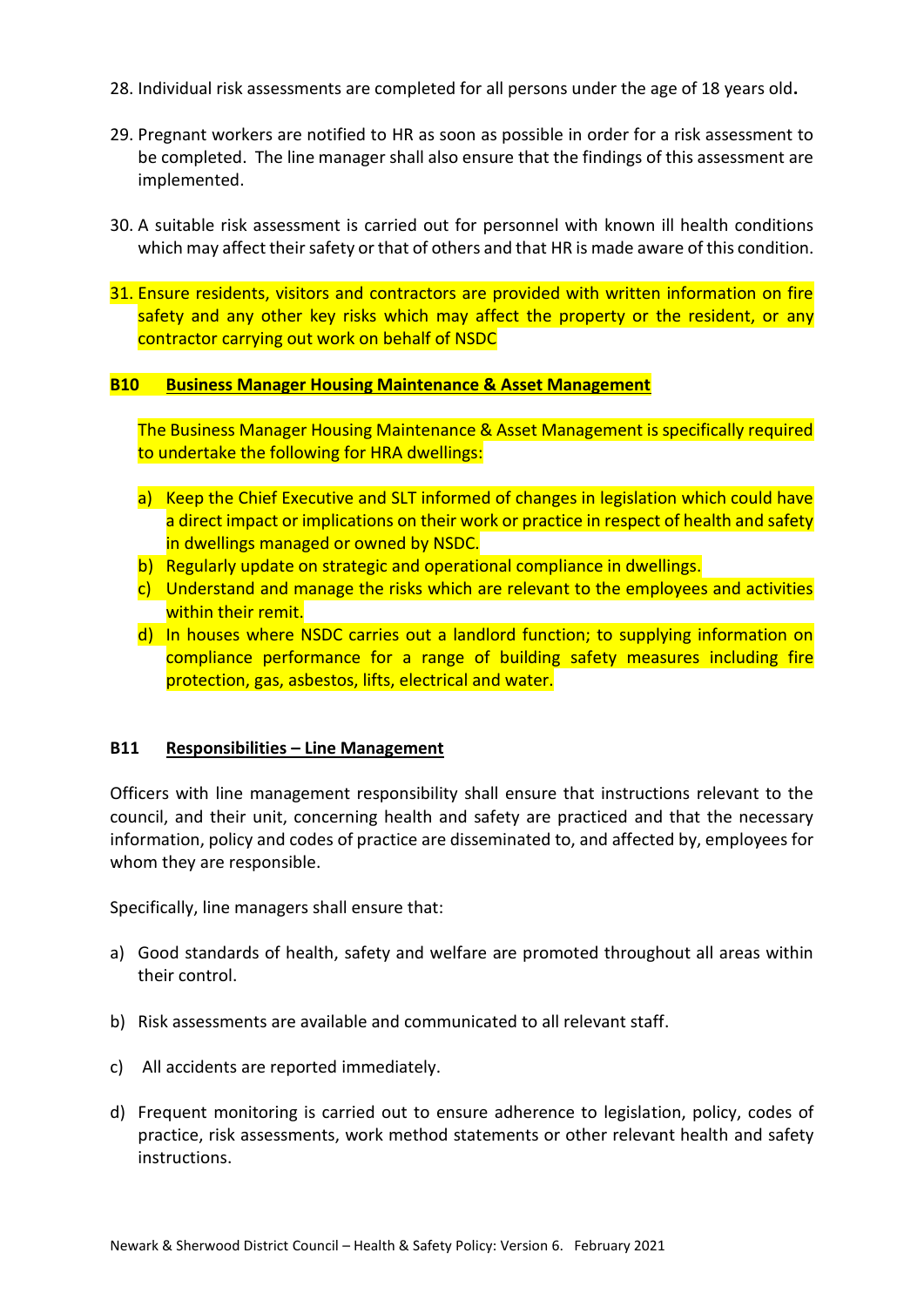28. Individual risk assessments are completed for all persons under the age of 18 years old**.**

29. Pregnant workers are notified to HR as soon as possible in order for a risk assessment to be completed. The line manager shall also ensure that the findings of this assessment are implemented.

30. A suitable risk assessment is carried out for personnel with known ill health conditions which may affect their safety or that of others and that HR is made aware of this condition.

31. Ensure residents, visitors and contractors are provided with written information on fire safety and any other key risks which may affect the property or the resident, or any contractor carrying out work on behalf of NSDC

**B10 Business Manager Housing Maintenance & Asset Management**

The Business Manager Housing Maintenance & Asset Management is specifically required to undertake the following for HRA dwellings:

a) Keep the Chief Executive and SLT informed of changes in legislation which could have a direct impact or implications on their work or practice in respect of health and safety in dwellings managed or owned by NSDC.
b) Regularly update on strategic and operational compliance in dwellings.
c) Understand and manage the risks which are relevant to the employees and activities within their remit.
d) In houses where NSDC carries out a landlord function; to supplying information on compliance performance for a range of building safety measures including fire protection, gas, asbestos, lifts, electrical and water.

**B11 Responsibilities – Line Management**

Officers with line management responsibility shall ensure that instructions relevant to the council, and their unit, concerning health and safety are practiced and that the necessary information, policy and codes of practice are disseminated to, and affected by, employees for whom they are responsible.

Specifically, line managers shall ensure that:

a) Good standards of health, safety and welfare are promoted throughout all areas within their control.

b) Risk assessments are available and communicated to all relevant staff.

c) All accidents are reported immediately.

d) Frequent monitoring is carried out to ensure adherence to legislation, policy, codes of practice, risk assessments, work method statements or other relevant health and safety instructions.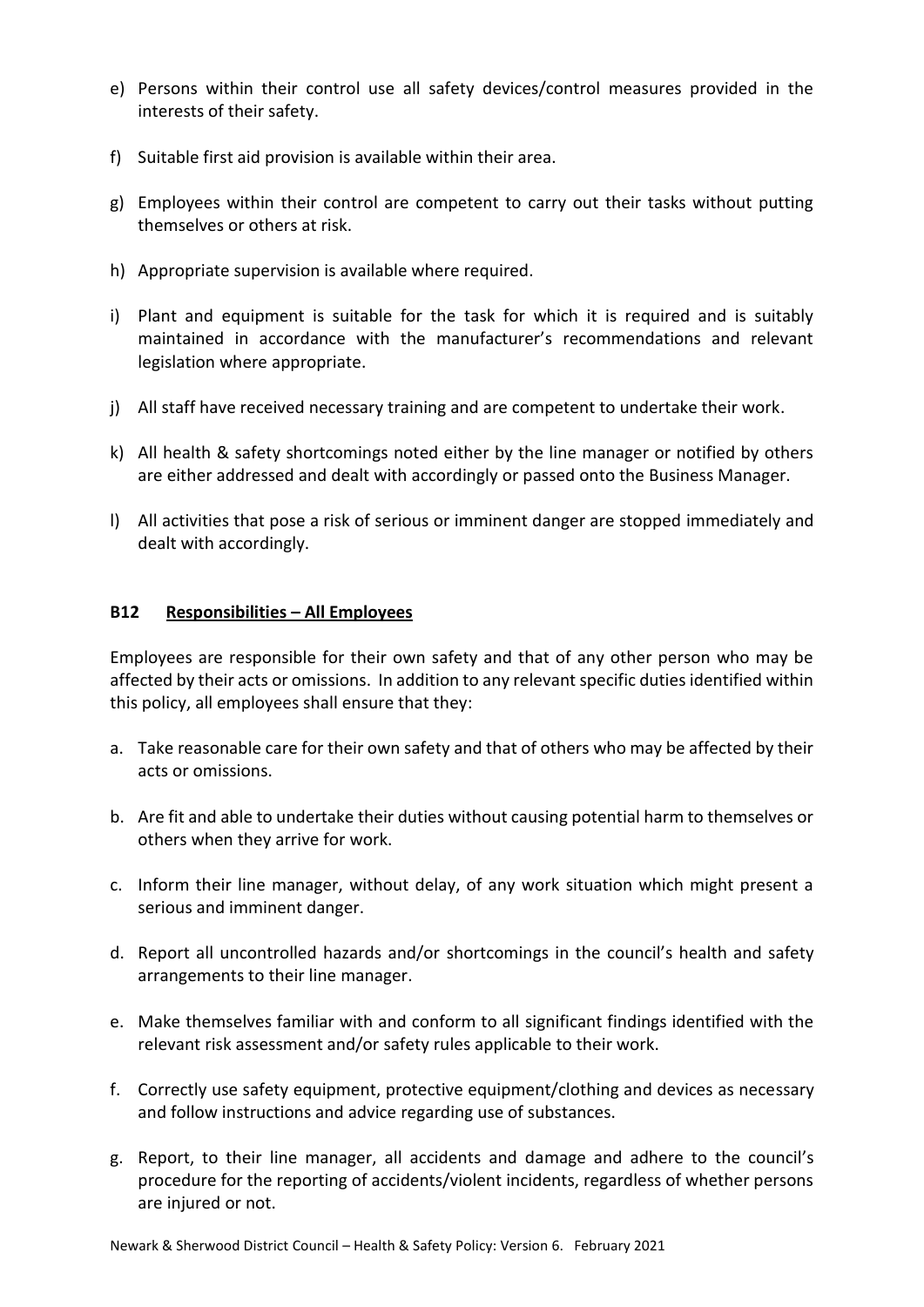e) Persons within their control use all safety devices/control measures provided in the interests of their safety.

f) Suitable first aid provision is available within their area.

g) Employees within their control are competent to carry out their tasks without putting themselves or others at risk.

h) Appropriate supervision is available where required.

i) Plant and equipment is suitable for the task for which it is required and is suitably maintained in accordance with the manufacturer's recommendations and relevant legislation where appropriate.

j) All staff have received necessary training and are competent to undertake their work.

k) All health & safety shortcomings noted either by the line manager or notified by others are either addressed and dealt with accordingly or passed onto the Business Manager.

l) All activities that pose a risk of serious or imminent danger are stopped immediately and dealt with accordingly.

### B12 Responsibilities – All Employees

Employees are responsible for their own safety and that of any other person who may be affected by their acts or omissions. In addition to any relevant specific duties identified within this policy, all employees shall ensure that they:

a. Take reasonable care for their own safety and that of others who may be affected by their acts or omissions.

b. Are fit and able to undertake their duties without causing potential harm to themselves or others when they arrive for work.

c. Inform their line manager, without delay, of any work situation which might present a serious and imminent danger.

d. Report all uncontrolled hazards and/or shortcomings in the council's health and safety arrangements to their line manager.

e. Make themselves familiar with and conform to all significant findings identified with the relevant risk assessment and/or safety rules applicable to their work.

f. Correctly use safety equipment, protective equipment/clothing and devices as necessary and follow instructions and advice regarding use of substances.

g. Report, to their line manager, all accidents and damage and adhere to the council's procedure for the reporting of accidents/violent incidents, regardless of whether persons are injured or not.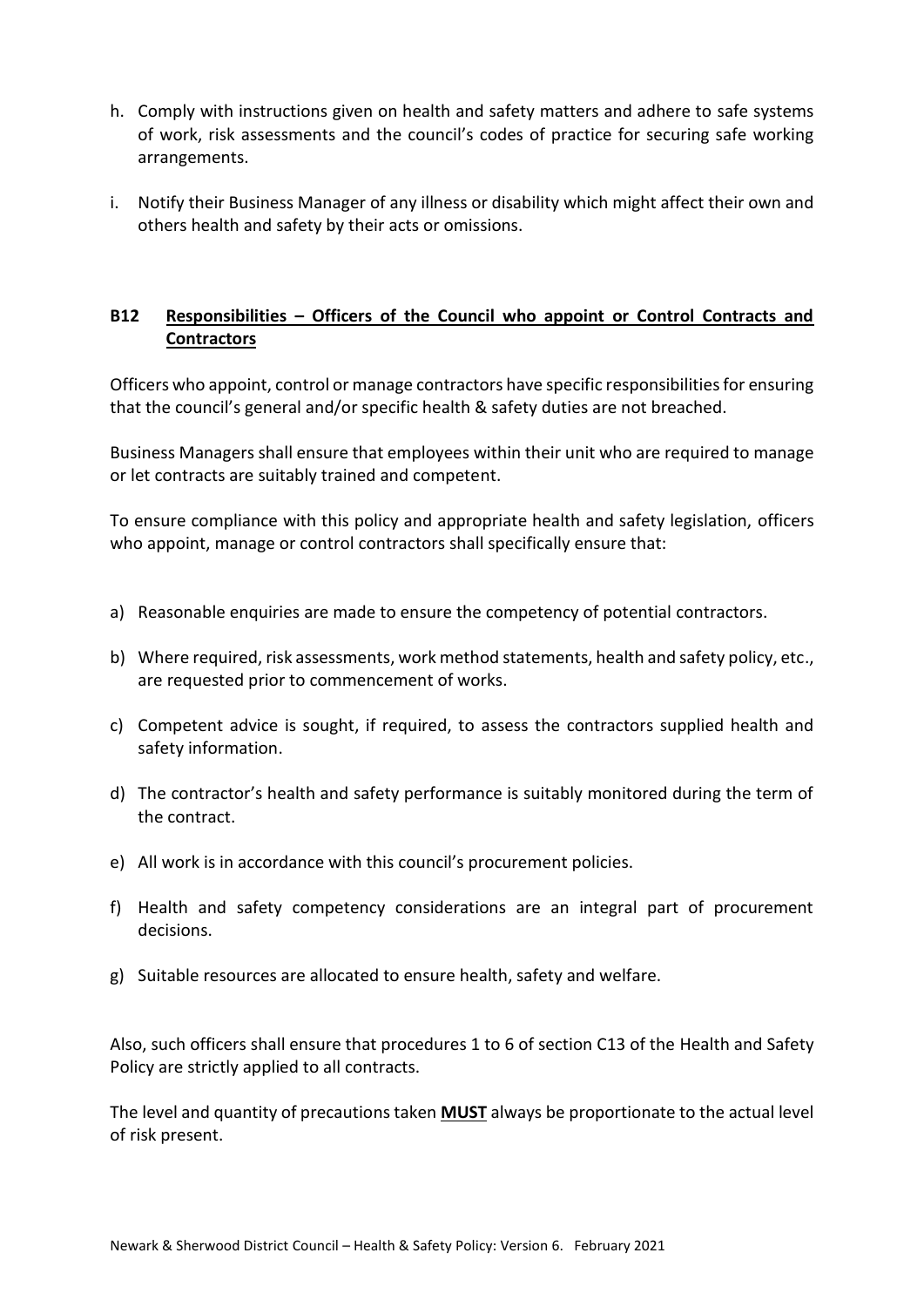h. Comply with instructions given on health and safety matters and adhere to safe systems of work, risk assessments and the council's codes of practice for securing safe working arrangements.

i. Notify their Business Manager of any illness or disability which might affect their own and others health and safety by their acts or omissions.

### B12 Responsibilities – Officers of the Council who appoint or Control Contracts and Contractors

Officers who appoint, control or manage contractors have specific responsibilities for ensuring that the council's general and/or specific health & safety duties are not breached.

Business Managers shall ensure that employees within their unit who are required to manage or let contracts are suitably trained and competent.

To ensure compliance with this policy and appropriate health and safety legislation, officers who appoint, manage or control contractors shall specifically ensure that:

a) Reasonable enquiries are made to ensure the competency of potential contractors.

b) Where required, risk assessments, work method statements, health and safety policy, etc., are requested prior to commencement of works.

c) Competent advice is sought, if required, to assess the contractors supplied health and safety information.

d) The contractor's health and safety performance is suitably monitored during the term of the contract.

e) All work is in accordance with this council's procurement policies.

f) Health and safety competency considerations are an integral part of procurement decisions.

g) Suitable resources are allocated to ensure health, safety and welfare.

Also, such officers shall ensure that procedures 1 to 6 of section C13 of the Health and Safety Policy are strictly applied to all contracts.

The level and quantity of precautions taken **MUST** always be proportionate to the actual level of risk present.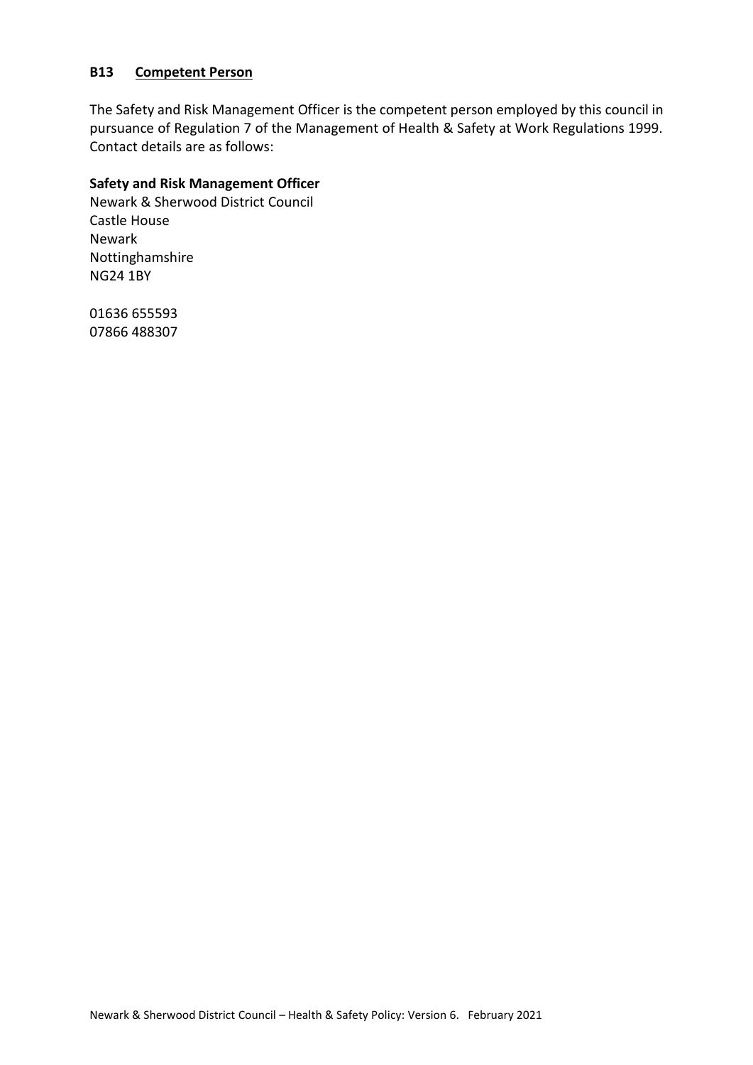## B13 <u>Competent Person</u>

The Safety and Risk Management Officer is the competent person employed by this council in pursuance of Regulation 7 of the Management of Health & Safety at Work Regulations 1999. Contact details are as follows:

**Safety and Risk Management Officer**
Newark & Sherwood District Council
Castle House
Newark
Nottinghamshire
NG24 1BY

01636 655593
07866 488307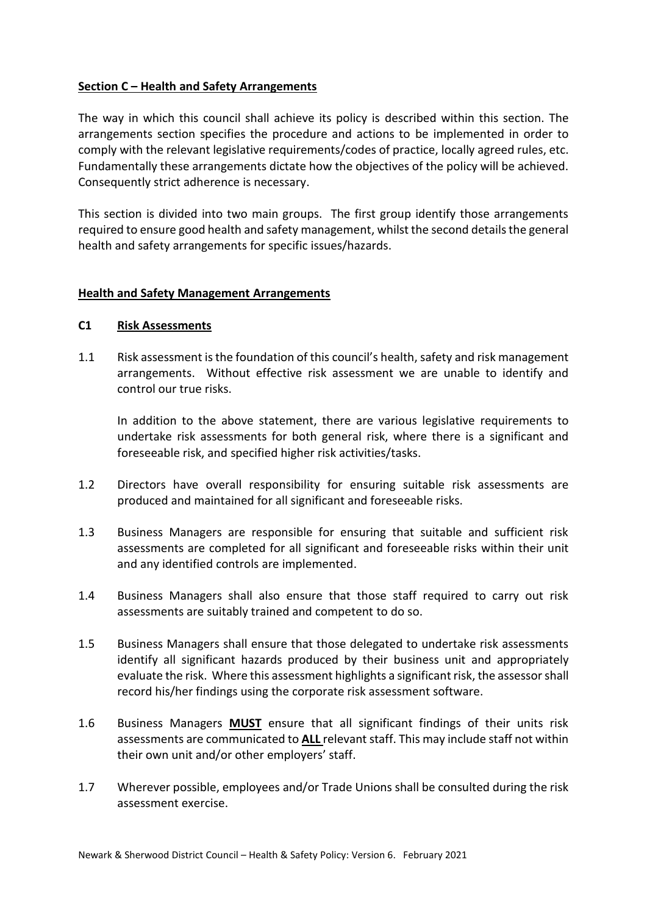## Section C – Health and Safety Arrangements

The way in which this council shall achieve its policy is described within this section. The arrangements section specifies the procedure and actions to be implemented in order to comply with the relevant legislative requirements/codes of practice, locally agreed rules, etc. Fundamentally these arrangements dictate how the objectives of the policy will be achieved. Consequently strict adherence is necessary.

This section is divided into two main groups. The first group identify those arrangements required to ensure good health and safety management, whilst the second details the general health and safety arrangements for specific issues/hazards.

### Health and Safety Management Arrangements

#### C1 Risk Assessments

1.1 Risk assessment is the foundation of this council's health, safety and risk management arrangements. Without effective risk assessment we are unable to identify and control our true risks.

In addition to the above statement, there are various legislative requirements to undertake risk assessments for both general risk, where there is a significant and foreseeable risk, and specified higher risk activities/tasks.

1.2 Directors have overall responsibility for ensuring suitable risk assessments are produced and maintained for all significant and foreseeable risks.

1.3 Business Managers are responsible for ensuring that suitable and sufficient risk assessments are completed for all significant and foreseeable risks within their unit and any identified controls are implemented.

1.4 Business Managers shall also ensure that those staff required to carry out risk assessments are suitably trained and competent to do so.

1.5 Business Managers shall ensure that those delegated to undertake risk assessments identify all significant hazards produced by their business unit and appropriately evaluate the risk. Where this assessment highlights a significant risk, the assessor shall record his/her findings using the corporate risk assessment software.

1.6 Business Managers **MUST** ensure that all significant findings of their units risk assessments are communicated to **ALL** relevant staff. This may include staff not within their own unit and/or other employers' staff.

1.7 Wherever possible, employees and/or Trade Unions shall be consulted during the risk assessment exercise.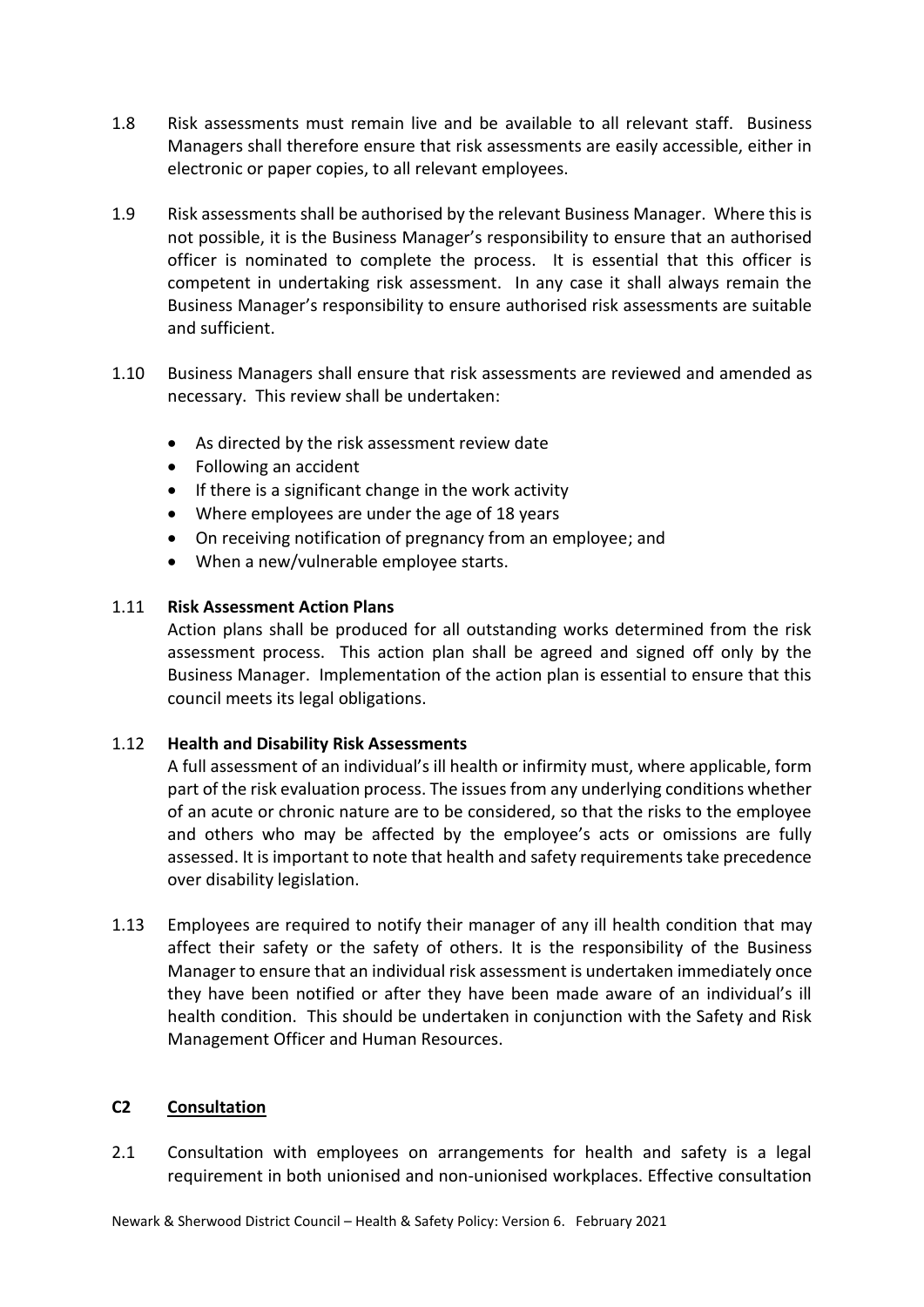1.8 Risk assessments must remain live and be available to all relevant staff. Business Managers shall therefore ensure that risk assessments are easily accessible, either in electronic or paper copies, to all relevant employees.

1.9 Risk assessments shall be authorised by the relevant Business Manager. Where this is not possible, it is the Business Manager's responsibility to ensure that an authorised officer is nominated to complete the process. It is essential that this officer is competent in undertaking risk assessment. In any case it shall always remain the Business Manager's responsibility to ensure authorised risk assessments are suitable and sufficient.

1.10 Business Managers shall ensure that risk assessments are reviewed and amended as necessary. This review shall be undertaken:

- As directed by the risk assessment review date
- Following an accident
- If there is a significant change in the work activity
- Where employees are under the age of 18 years
- On receiving notification of pregnancy from an employee; and
- When a new/vulnerable employee starts.

1.11 **Risk Assessment Action Plans**

Action plans shall be produced for all outstanding works determined from the risk assessment process. This action plan shall be agreed and signed off only by the Business Manager. Implementation of the action plan is essential to ensure that this council meets its legal obligations.

1.12 **Health and Disability Risk Assessments**

A full assessment of an individual's ill health or infirmity must, where applicable, form part of the risk evaluation process. The issues from any underlying conditions whether of an acute or chronic nature are to be considered, so that the risks to the employee and others who may be affected by the employee's acts or omissions are fully assessed. It is important to note that health and safety requirements take precedence over disability legislation.

1.13 Employees are required to notify their manager of any ill health condition that may affect their safety or the safety of others. It is the responsibility of the Business Manager to ensure that an individual risk assessment is undertaken immediately once they have been notified or after they have been made aware of an individual's ill health condition. This should be undertaken in conjunction with the Safety and Risk Management Officer and Human Resources.

## C2 Consultation

2.1 Consultation with employees on arrangements for health and safety is a legal requirement in both unionised and non-unionised workplaces. Effective consultation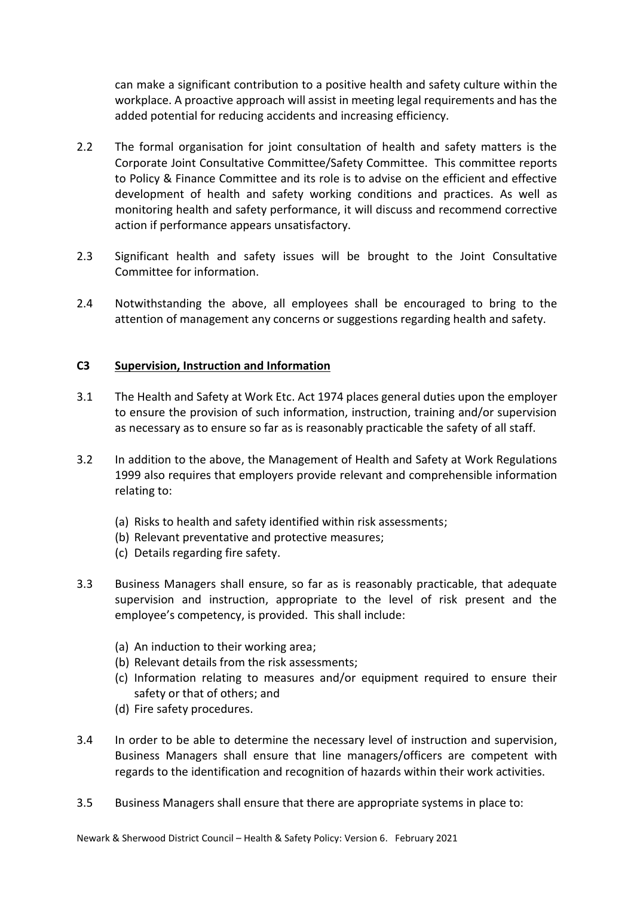can make a significant contribution to a positive health and safety culture within the workplace. A proactive approach will assist in meeting legal requirements and has the added potential for reducing accidents and increasing efficiency.

2.2 The formal organisation for joint consultation of health and safety matters is the Corporate Joint Consultative Committee/Safety Committee. This committee reports to Policy & Finance Committee and its role is to advise on the efficient and effective development of health and safety working conditions and practices. As well as monitoring health and safety performance, it will discuss and recommend corrective action if performance appears unsatisfactory.

2.3 Significant health and safety issues will be brought to the Joint Consultative Committee for information.

2.4 Notwithstanding the above, all employees shall be encouraged to bring to the attention of management any concerns or suggestions regarding health and safety.

## C3 Supervision, Instruction and Information

3.1 The Health and Safety at Work Etc. Act 1974 places general duties upon the employer to ensure the provision of such information, instruction, training and/or supervision as necessary as to ensure so far as is reasonably practicable the safety of all staff.

3.2 In addition to the above, the Management of Health and Safety at Work Regulations 1999 also requires that employers provide relevant and comprehensible information relating to:

(a) Risks to health and safety identified within risk assessments;
(b) Relevant preventative and protective measures;
(c) Details regarding fire safety.

3.3 Business Managers shall ensure, so far as is reasonably practicable, that adequate supervision and instruction, appropriate to the level of risk present and the employee's competency, is provided. This shall include:

(a) An induction to their working area;
(b) Relevant details from the risk assessments;
(c) Information relating to measures and/or equipment required to ensure their safety or that of others; and
(d) Fire safety procedures.

3.4 In order to be able to determine the necessary level of instruction and supervision, Business Managers shall ensure that line managers/officers are competent with regards to the identification and recognition of hazards within their work activities.

3.5 Business Managers shall ensure that there are appropriate systems in place to: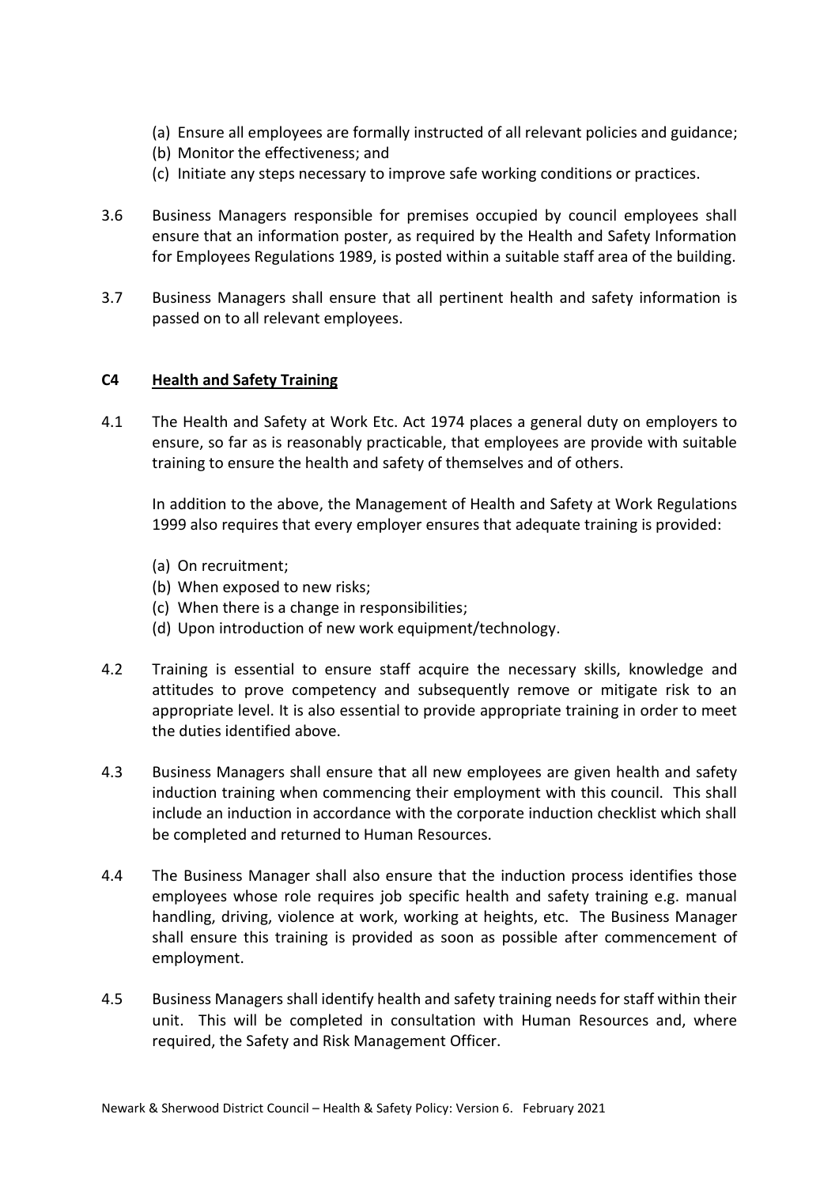(a) Ensure all employees are formally instructed of all relevant policies and guidance;
(b) Monitor the effectiveness; and
(c) Initiate any steps necessary to improve safe working conditions or practices.

3.6 Business Managers responsible for premises occupied by council employees shall ensure that an information poster, as required by the Health and Safety Information for Employees Regulations 1989, is posted within a suitable staff area of the building.

3.7 Business Managers shall ensure that all pertinent health and safety information is passed on to all relevant employees.

## C4 Health and Safety Training

4.1 The Health and Safety at Work Etc. Act 1974 places a general duty on employers to ensure, so far as is reasonably practicable, that employees are provide with suitable training to ensure the health and safety of themselves and of others.

In addition to the above, the Management of Health and Safety at Work Regulations 1999 also requires that every employer ensures that adequate training is provided:

(a) On recruitment;
(b) When exposed to new risks;
(c) When there is a change in responsibilities;
(d) Upon introduction of new work equipment/technology.

4.2 Training is essential to ensure staff acquire the necessary skills, knowledge and attitudes to prove competency and subsequently remove or mitigate risk to an appropriate level. It is also essential to provide appropriate training in order to meet the duties identified above.

4.3 Business Managers shall ensure that all new employees are given health and safety induction training when commencing their employment with this council. This shall include an induction in accordance with the corporate induction checklist which shall be completed and returned to Human Resources.

4.4 The Business Manager shall also ensure that the induction process identifies those employees whose role requires job specific health and safety training e.g. manual handling, driving, violence at work, working at heights, etc. The Business Manager shall ensure this training is provided as soon as possible after commencement of employment.

4.5 Business Managers shall identify health and safety training needs for staff within their unit. This will be completed in consultation with Human Resources and, where required, the Safety and Risk Management Officer.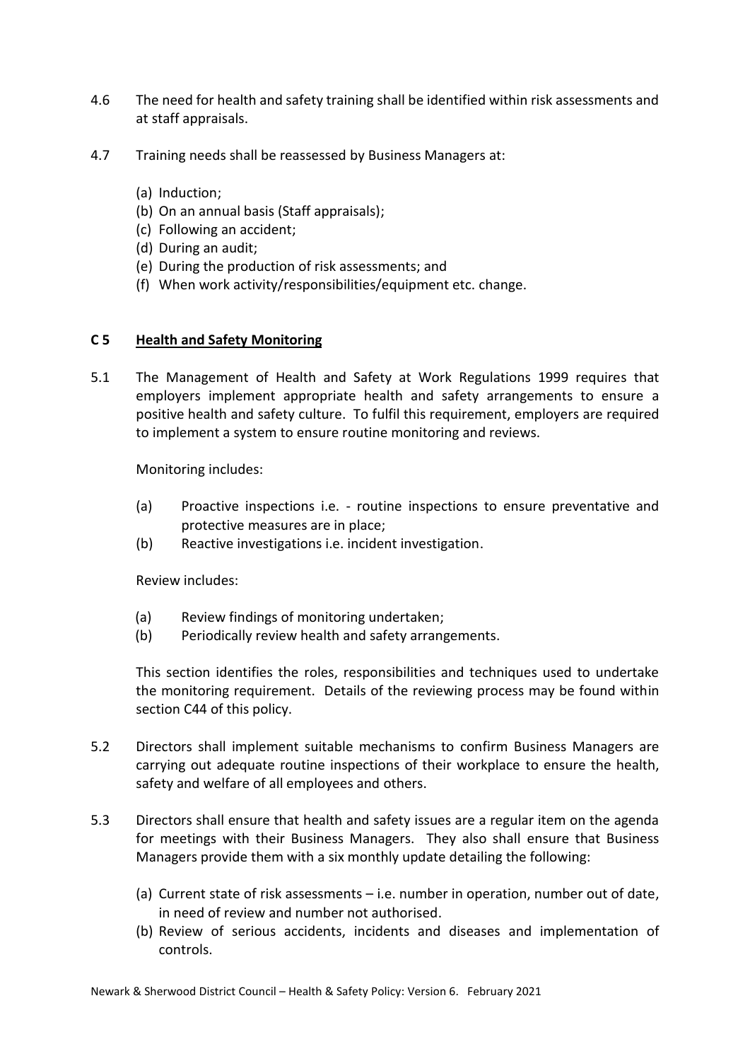4.6 The need for health and safety training shall be identified within risk assessments and at staff appraisals.

4.7 Training needs shall be reassessed by Business Managers at:

(a) Induction;
(b) On an annual basis (Staff appraisals);
(c) Following an accident;
(d) During an audit;
(e) During the production of risk assessments; and
(f) When work activity/responsibilities/equipment etc. change.

## C 5 Health and Safety Monitoring

5.1 The Management of Health and Safety at Work Regulations 1999 requires that employers implement appropriate health and safety arrangements to ensure a positive health and safety culture. To fulfil this requirement, employers are required to implement a system to ensure routine monitoring and reviews.

Monitoring includes:

(a) Proactive inspections i.e. - routine inspections to ensure preventative and protective measures are in place;
(b) Reactive investigations i.e. incident investigation.

Review includes:

(a) Review findings of monitoring undertaken;
(b) Periodically review health and safety arrangements.

This section identifies the roles, responsibilities and techniques used to undertake the monitoring requirement. Details of the reviewing process may be found within section C44 of this policy.

5.2 Directors shall implement suitable mechanisms to confirm Business Managers are carrying out adequate routine inspections of their workplace to ensure the health, safety and welfare of all employees and others.

5.3 Directors shall ensure that health and safety issues are a regular item on the agenda for meetings with their Business Managers. They also shall ensure that Business Managers provide them with a six monthly update detailing the following:

(a) Current state of risk assessments – i.e. number in operation, number out of date, in need of review and number not authorised.
(b) Review of serious accidents, incidents and diseases and implementation of controls.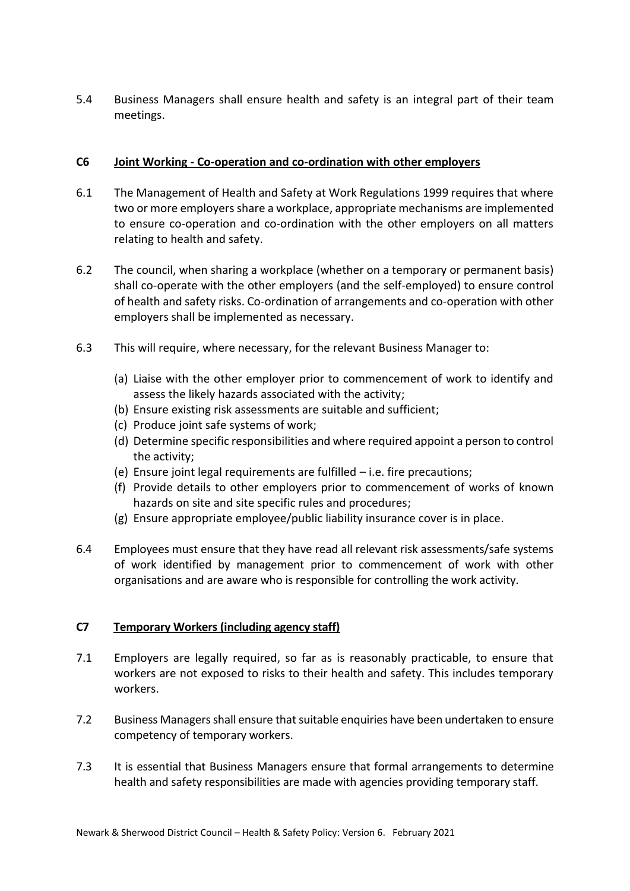5.4 Business Managers shall ensure health and safety is an integral part of their team meetings.

## C6 Joint Working - Co-operation and co-ordination with other employers

6.1 The Management of Health and Safety at Work Regulations 1999 requires that where two or more employers share a workplace, appropriate mechanisms are implemented to ensure co-operation and co-ordination with the other employers on all matters relating to health and safety.

6.2 The council, when sharing a workplace (whether on a temporary or permanent basis) shall co-operate with the other employers (and the self-employed) to ensure control of health and safety risks. Co-ordination of arrangements and co-operation with other employers shall be implemented as necessary.

6.3 This will require, where necessary, for the relevant Business Manager to:

(a) Liaise with the other employer prior to commencement of work to identify and assess the likely hazards associated with the activity;
(b) Ensure existing risk assessments are suitable and sufficient;
(c) Produce joint safe systems of work;
(d) Determine specific responsibilities and where required appoint a person to control the activity;
(e) Ensure joint legal requirements are fulfilled – i.e. fire precautions;
(f) Provide details to other employers prior to commencement of works of known hazards on site and site specific rules and procedures;
(g) Ensure appropriate employee/public liability insurance cover is in place.

6.4 Employees must ensure that they have read all relevant risk assessments/safe systems of work identified by management prior to commencement of work with other organisations and are aware who is responsible for controlling the work activity.

## C7 Temporary Workers (including agency staff)

7.1 Employers are legally required, so far as is reasonably practicable, to ensure that workers are not exposed to risks to their health and safety. This includes temporary workers.

7.2 Business Managers shall ensure that suitable enquiries have been undertaken to ensure competency of temporary workers.

7.3 It is essential that Business Managers ensure that formal arrangements to determine health and safety responsibilities are made with agencies providing temporary staff.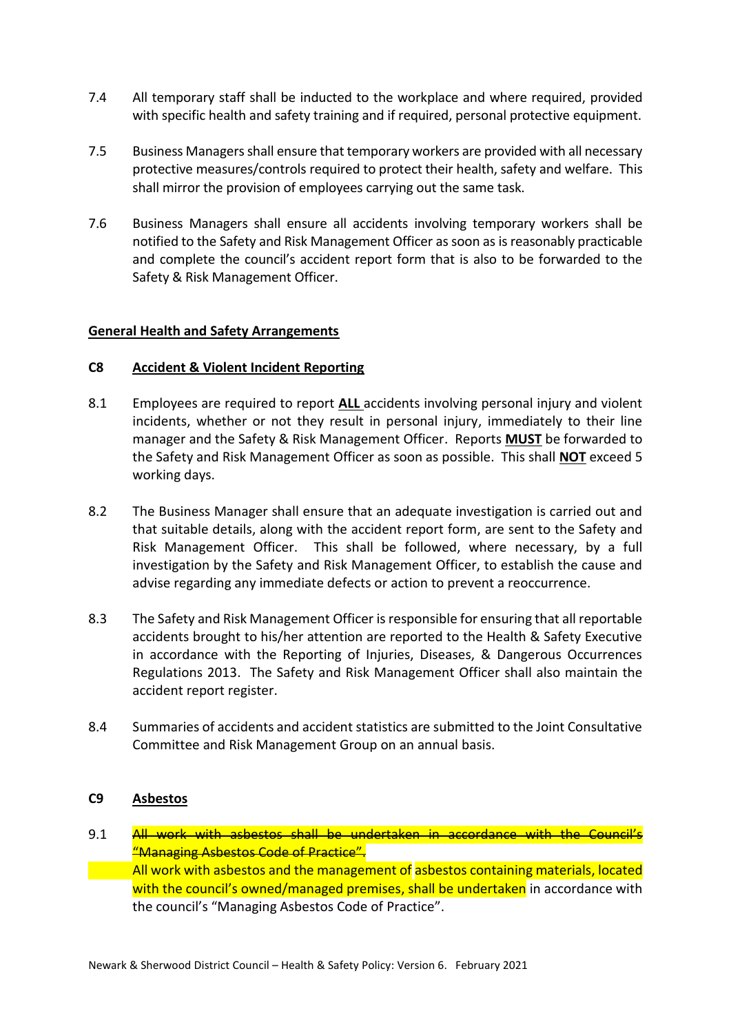7.4 All temporary staff shall be inducted to the workplace and where required, provided with specific health and safety training and if required, personal protective equipment.

7.5 Business Managers shall ensure that temporary workers are provided with all necessary protective measures/controls required to protect their health, safety and welfare. This shall mirror the provision of employees carrying out the same task.

7.6 Business Managers shall ensure all accidents involving temporary workers shall be notified to the Safety and Risk Management Officer as soon as is reasonably practicable and complete the council's accident report form that is also to be forwarded to the Safety & Risk Management Officer.

## General Health and Safety Arrangements

### C8 Accident & Violent Incident Reporting

8.1 Employees are required to report **ALL** accidents involving personal injury and violent incidents, whether or not they result in personal injury, immediately to their line manager and the Safety & Risk Management Officer. Reports **MUST** be forwarded to the Safety and Risk Management Officer as soon as possible. This shall **NOT** exceed 5 working days.

8.2 The Business Manager shall ensure that an adequate investigation is carried out and that suitable details, along with the accident report form, are sent to the Safety and Risk Management Officer. This shall be followed, where necessary, by a full investigation by the Safety and Risk Management Officer, to establish the cause and advise regarding any immediate defects or action to prevent a reoccurrence.

8.3 The Safety and Risk Management Officer is responsible for ensuring that all reportable accidents brought to his/her attention are reported to the Health & Safety Executive in accordance with the Reporting of Injuries, Diseases, & Dangerous Occurrences Regulations 2013. The Safety and Risk Management Officer shall also maintain the accident report register.

8.4 Summaries of accidents and accident statistics are submitted to the Joint Consultative Committee and Risk Management Group on an annual basis.

### C9 Asbestos

9.1 ~~All work with asbestos shall be undertaken in accordance with the Council's "Managing Asbestos Code of Practice".~~
All work with asbestos and the management of asbestos containing materials, located with the council's owned/managed premises, shall be undertaken in accordance with the council's "Managing Asbestos Code of Practice".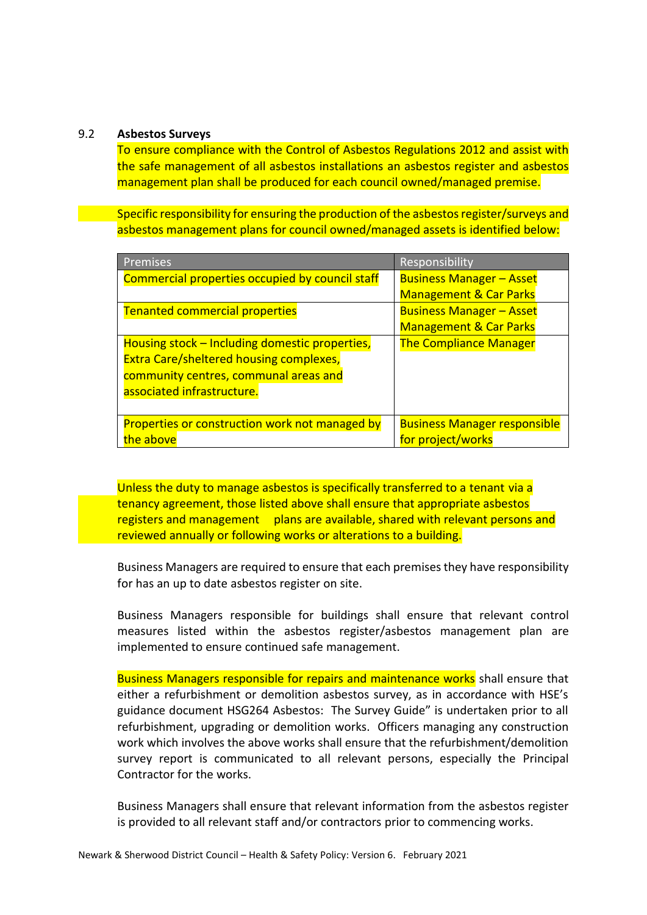### 9.2 Asbestos Surveys

To ensure compliance with the Control of Asbestos Regulations 2012 and assist with the safe management of all asbestos installations an asbestos register and asbestos management plan shall be produced for each council owned/managed premise.

Specific responsibility for ensuring the production of the asbestos register/surveys and asbestos management plans for council owned/managed assets is identified below:

| Premises | Responsibility |
|---|---|
| Commercial properties occupied by council staff | Business Manager – Asset Management & Car Parks |
| Tenanted commercial properties | Business Manager – Asset Management & Car Parks |
| Housing stock – Including domestic properties, Extra Care/sheltered housing complexes, community centres, communal areas and associated infrastructure. | The Compliance Manager |
| Properties or construction work not managed by the above | Business Manager responsible for project/works |

Unless the duty to manage asbestos is specifically transferred to a tenant via a tenancy agreement, those listed above shall ensure that appropriate asbestos registers and management plans are available, shared with relevant persons and reviewed annually or following works or alterations to a building.

Business Managers are required to ensure that each premises they have responsibility for has an up to date asbestos register on site.

Business Managers responsible for buildings shall ensure that relevant control measures listed within the asbestos register/asbestos management plan are implemented to ensure continued safe management.

Business Managers responsible for repairs and maintenance works shall ensure that either a refurbishment or demolition asbestos survey, as in accordance with HSE's guidance document HSG264 Asbestos: The Survey Guide" is undertaken prior to all refurbishment, upgrading or demolition works. Officers managing any construction work which involves the above works shall ensure that the refurbishment/demolition survey report is communicated to all relevant persons, especially the Principal Contractor for the works.

Business Managers shall ensure that relevant information from the asbestos register is provided to all relevant staff and/or contractors prior to commencing works.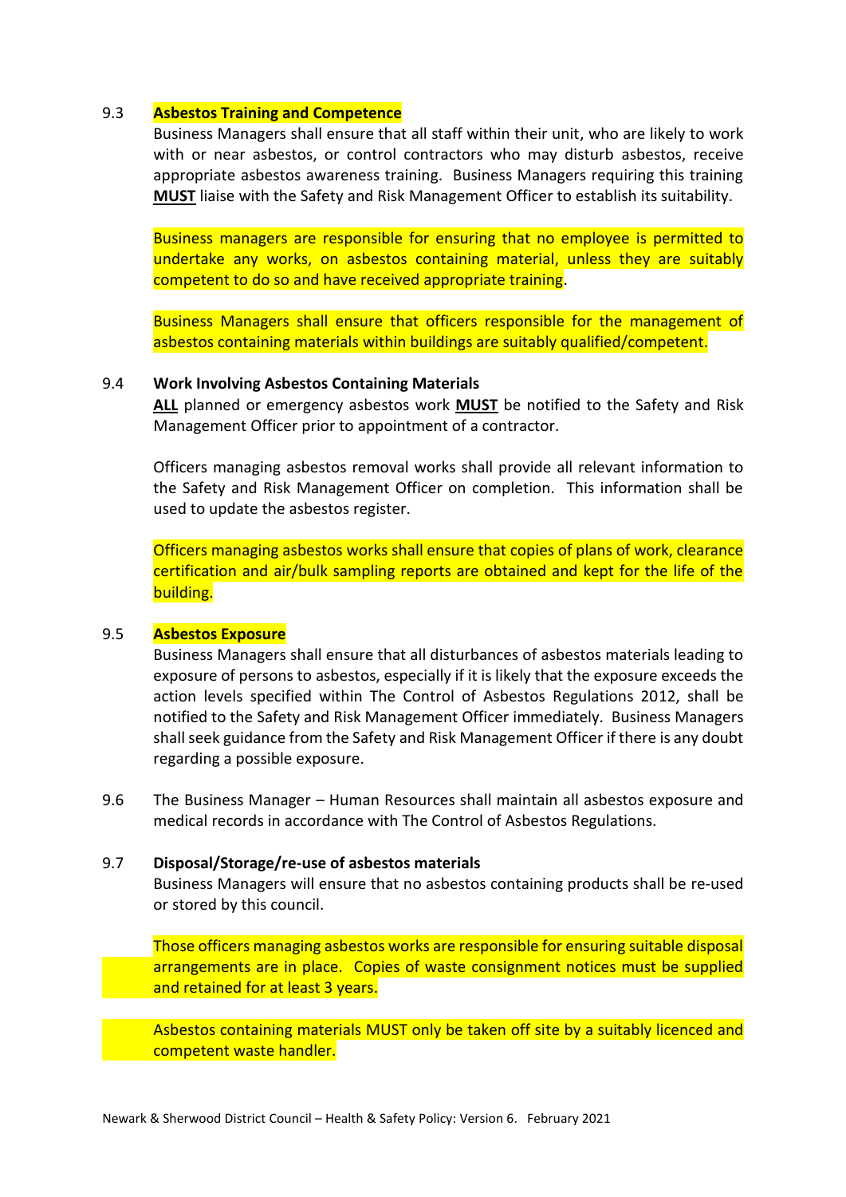9.3 **Asbestos Training and Competence**

Business Managers shall ensure that all staff within their unit, who are likely to work with or near asbestos, or control contractors who may disturb asbestos, receive appropriate asbestos awareness training. Business Managers requiring this training **MUST** liaise with the Safety and Risk Management Officer to establish its suitability.

Business managers are responsible for ensuring that no employee is permitted to undertake any works, on asbestos containing material, unless they are suitably competent to do so and have received appropriate training.

Business Managers shall ensure that officers responsible for the management of asbestos containing materials within buildings are suitably qualified/competent.

9.4 **Work Involving Asbestos Containing Materials**

**ALL** planned or emergency asbestos work **MUST** be notified to the Safety and Risk Management Officer prior to appointment of a contractor.

Officers managing asbestos removal works shall provide all relevant information to the Safety and Risk Management Officer on completion. This information shall be used to update the asbestos register.

Officers managing asbestos works shall ensure that copies of plans of work, clearance certification and air/bulk sampling reports are obtained and kept for the life of the building.

9.5 **Asbestos Exposure**

Business Managers shall ensure that all disturbances of asbestos materials leading to exposure of persons to asbestos, especially if it is likely that the exposure exceeds the action levels specified within The Control of Asbestos Regulations 2012, shall be notified to the Safety and Risk Management Officer immediately. Business Managers shall seek guidance from the Safety and Risk Management Officer if there is any doubt regarding a possible exposure.

9.6 The Business Manager – Human Resources shall maintain all asbestos exposure and medical records in accordance with The Control of Asbestos Regulations.

9.7 **Disposal/Storage/re-use of asbestos materials**

Business Managers will ensure that no asbestos containing products shall be re-used or stored by this council.

Those officers managing asbestos works are responsible for ensuring suitable disposal arrangements are in place. Copies of waste consignment notices must be supplied and retained for at least 3 years.

Asbestos containing materials MUST only be taken off site by a suitably licenced and competent waste handler.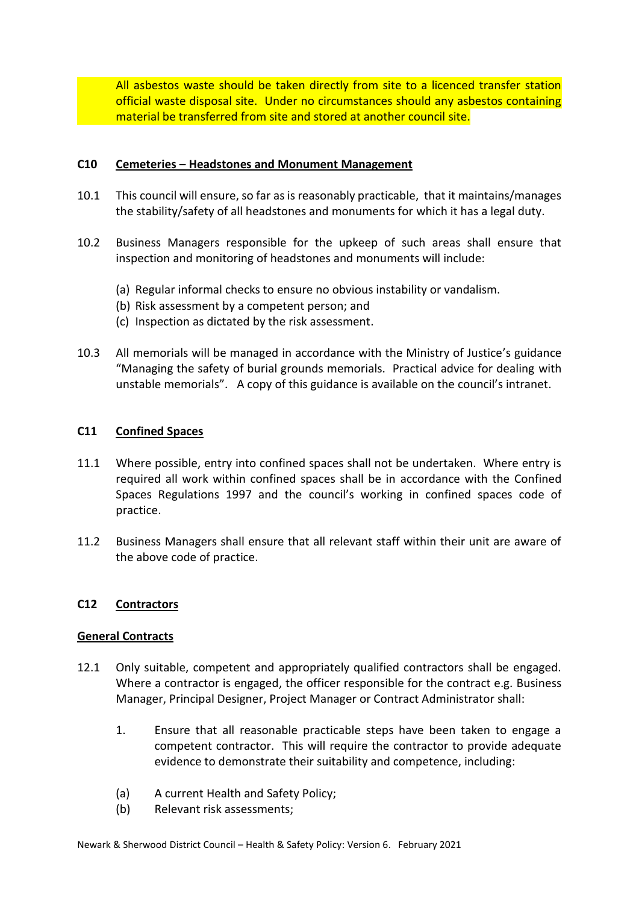All asbestos waste should be taken directly from site to a licenced transfer station official waste disposal site. Under no circumstances should any asbestos containing material be transferred from site and stored at another council site.

## C10 Cemeteries – Headstones and Monument Management

10.1 This council will ensure, so far as is reasonably practicable, that it maintains/manages the stability/safety of all headstones and monuments for which it has a legal duty.

10.2 Business Managers responsible for the upkeep of such areas shall ensure that inspection and monitoring of headstones and monuments will include:

(a) Regular informal checks to ensure no obvious instability or vandalism.
(b) Risk assessment by a competent person; and
(c) Inspection as dictated by the risk assessment.

10.3 All memorials will be managed in accordance with the Ministry of Justice's guidance "Managing the safety of burial grounds memorials. Practical advice for dealing with unstable memorials". A copy of this guidance is available on the council's intranet.

## C11 Confined Spaces

11.1 Where possible, entry into confined spaces shall not be undertaken. Where entry is required all work within confined spaces shall be in accordance with the Confined Spaces Regulations 1997 and the council's working in confined spaces code of practice.

11.2 Business Managers shall ensure that all relevant staff within their unit are aware of the above code of practice.

## C12 Contractors

### General Contracts

12.1 Only suitable, competent and appropriately qualified contractors shall be engaged. Where a contractor is engaged, the officer responsible for the contract e.g. Business Manager, Principal Designer, Project Manager or Contract Administrator shall:

1. Ensure that all reasonable practicable steps have been taken to engage a competent contractor. This will require the contractor to provide adequate evidence to demonstrate their suitability and competence, including:

(a) A current Health and Safety Policy;
(b) Relevant risk assessments;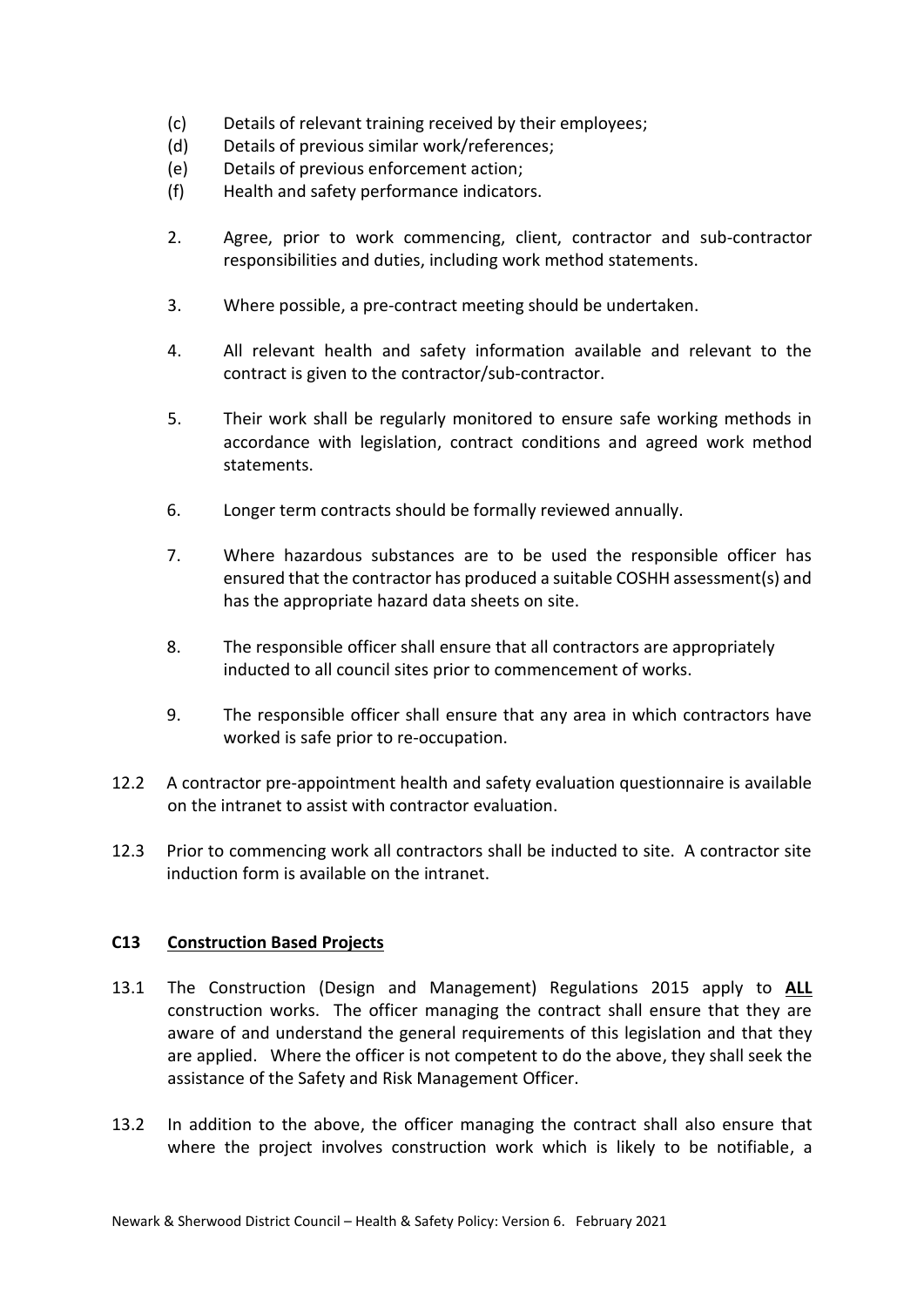(c) Details of relevant training received by their employees;
(d) Details of previous similar work/references;
(e) Details of previous enforcement action;
(f) Health and safety performance indicators.

2. Agree, prior to work commencing, client, contractor and sub-contractor responsibilities and duties, including work method statements.

3. Where possible, a pre-contract meeting should be undertaken.

4. All relevant health and safety information available and relevant to the contract is given to the contractor/sub-contractor.

5. Their work shall be regularly monitored to ensure safe working methods in accordance with legislation, contract conditions and agreed work method statements.

6. Longer term contracts should be formally reviewed annually.

7. Where hazardous substances are to be used the responsible officer has ensured that the contractor has produced a suitable COSHH assessment(s) and has the appropriate hazard data sheets on site.

8. The responsible officer shall ensure that all contractors are appropriately inducted to all council sites prior to commencement of works.

9. The responsible officer shall ensure that any area in which contractors have worked is safe prior to re-occupation.

12.2 A contractor pre-appointment health and safety evaluation questionnaire is available on the intranet to assist with contractor evaluation.

12.3 Prior to commencing work all contractors shall be inducted to site. A contractor site induction form is available on the intranet.

## C13 Construction Based Projects

13.1 The Construction (Design and Management) Regulations 2015 apply to **ALL** construction works. The officer managing the contract shall ensure that they are aware of and understand the general requirements of this legislation and that they are applied. Where the officer is not competent to do the above, they shall seek the assistance of the Safety and Risk Management Officer.

13.2 In addition to the above, the officer managing the contract shall also ensure that where the project involves construction work which is likely to be notifiable, a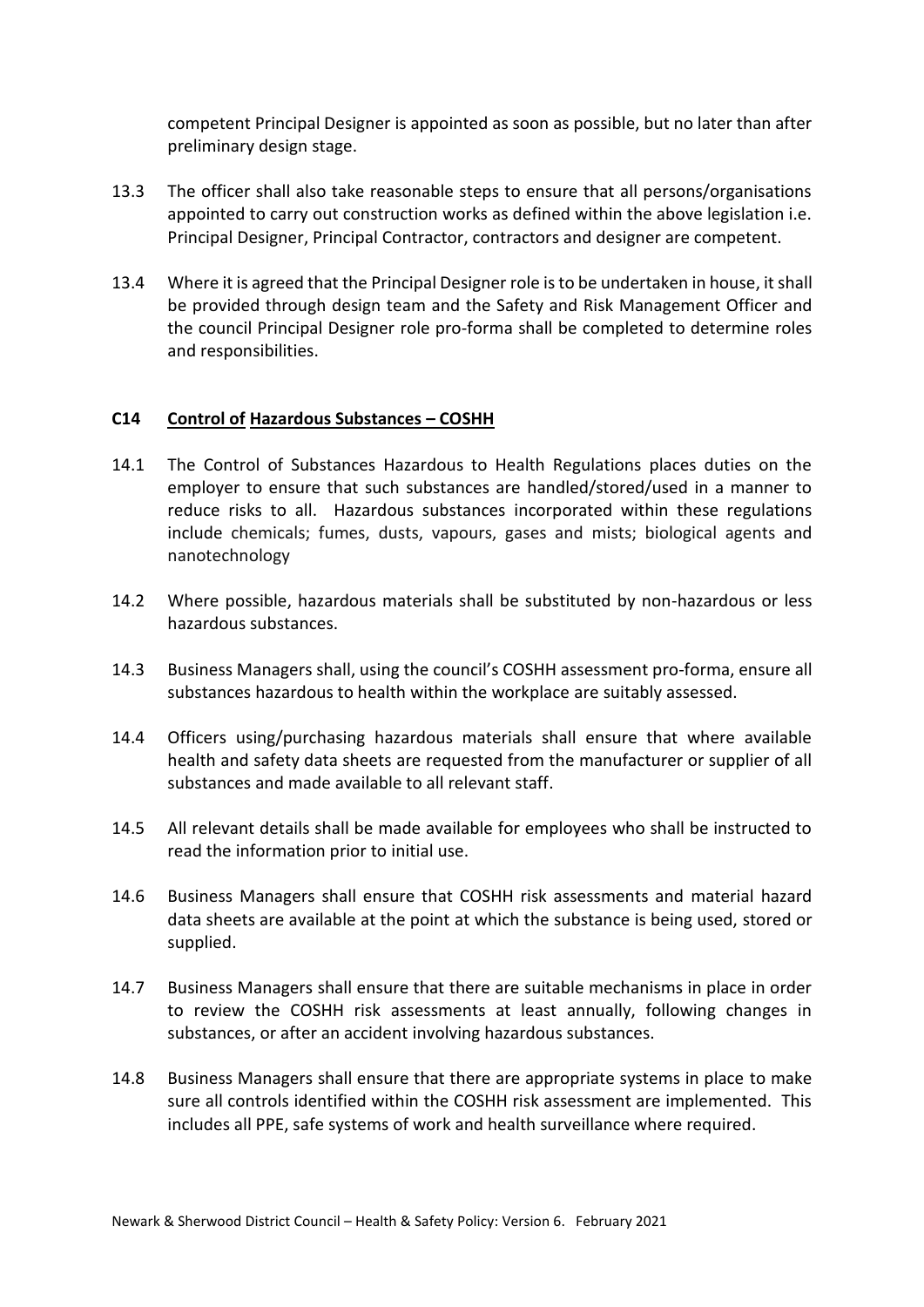competent Principal Designer is appointed as soon as possible, but no later than after preliminary design stage.

13.3 The officer shall also take reasonable steps to ensure that all persons/organisations appointed to carry out construction works as defined within the above legislation i.e. Principal Designer, Principal Contractor, contractors and designer are competent.

13.4 Where it is agreed that the Principal Designer role is to be undertaken in house, it shall be provided through design team and the Safety and Risk Management Officer and the council Principal Designer role pro-forma shall be completed to determine roles and responsibilities.

## C14 Control of Hazardous Substances – COSHH

14.1 The Control of Substances Hazardous to Health Regulations places duties on the employer to ensure that such substances are handled/stored/used in a manner to reduce risks to all. Hazardous substances incorporated within these regulations include chemicals; fumes, dusts, vapours, gases and mists; biological agents and nanotechnology

14.2 Where possible, hazardous materials shall be substituted by non-hazardous or less hazardous substances.

14.3 Business Managers shall, using the council's COSHH assessment pro-forma, ensure all substances hazardous to health within the workplace are suitably assessed.

14.4 Officers using/purchasing hazardous materials shall ensure that where available health and safety data sheets are requested from the manufacturer or supplier of all substances and made available to all relevant staff.

14.5 All relevant details shall be made available for employees who shall be instructed to read the information prior to initial use.

14.6 Business Managers shall ensure that COSHH risk assessments and material hazard data sheets are available at the point at which the substance is being used, stored or supplied.

14.7 Business Managers shall ensure that there are suitable mechanisms in place in order to review the COSHH risk assessments at least annually, following changes in substances, or after an accident involving hazardous substances.

14.8 Business Managers shall ensure that there are appropriate systems in place to make sure all controls identified within the COSHH risk assessment are implemented. This includes all PPE, safe systems of work and health surveillance where required.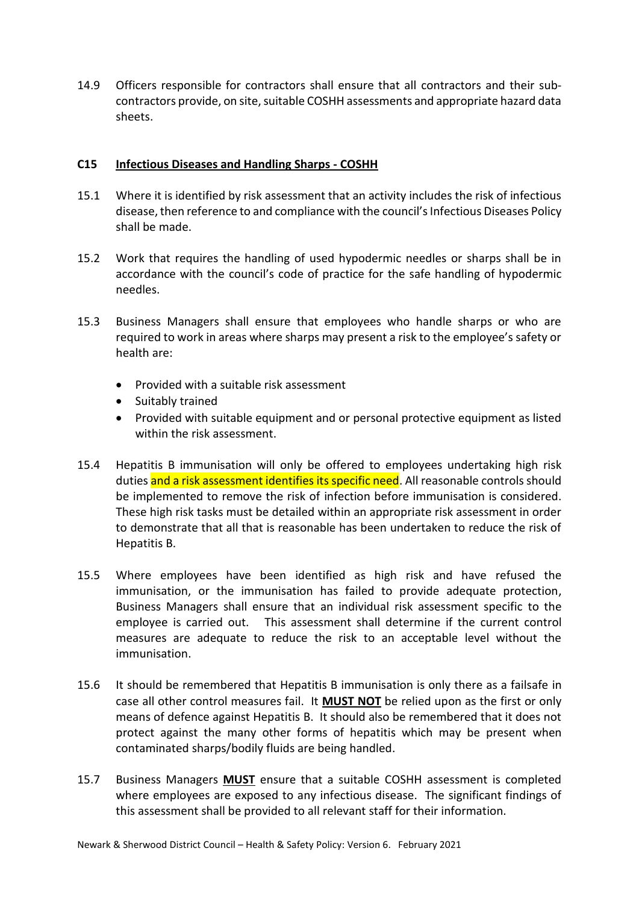14.9 Officers responsible for contractors shall ensure that all contractors and their sub-contractors provide, on site, suitable COSHH assessments and appropriate hazard data sheets.

### C15 Infectious Diseases and Handling Sharps - COSHH

15.1 Where it is identified by risk assessment that an activity includes the risk of infectious disease, then reference to and compliance with the council's Infectious Diseases Policy shall be made.

15.2 Work that requires the handling of used hypodermic needles or sharps shall be in accordance with the council's code of practice for the safe handling of hypodermic needles.

15.3 Business Managers shall ensure that employees who handle sharps or who are required to work in areas where sharps may present a risk to the employee's safety or health are:

- Provided with a suitable risk assessment
- Suitably trained
- Provided with suitable equipment and or personal protective equipment as listed within the risk assessment.

15.4 Hepatitis B immunisation will only be offered to employees undertaking high risk duties and a risk assessment identifies its specific need. All reasonable controls should be implemented to remove the risk of infection before immunisation is considered. These high risk tasks must be detailed within an appropriate risk assessment in order to demonstrate that all that is reasonable has been undertaken to reduce the risk of Hepatitis B.

15.5 Where employees have been identified as high risk and have refused the immunisation, or the immunisation has failed to provide adequate protection, Business Managers shall ensure that an individual risk assessment specific to the employee is carried out. This assessment shall determine if the current control measures are adequate to reduce the risk to an acceptable level without the immunisation.

15.6 It should be remembered that Hepatitis B immunisation is only there as a failsafe in case all other control measures fail. It **MUST NOT** be relied upon as the first or only means of defence against Hepatitis B. It should also be remembered that it does not protect against the many other forms of hepatitis which may be present when contaminated sharps/bodily fluids are being handled.

15.7 Business Managers **MUST** ensure that a suitable COSHH assessment is completed where employees are exposed to any infectious disease. The significant findings of this assessment shall be provided to all relevant staff for their information.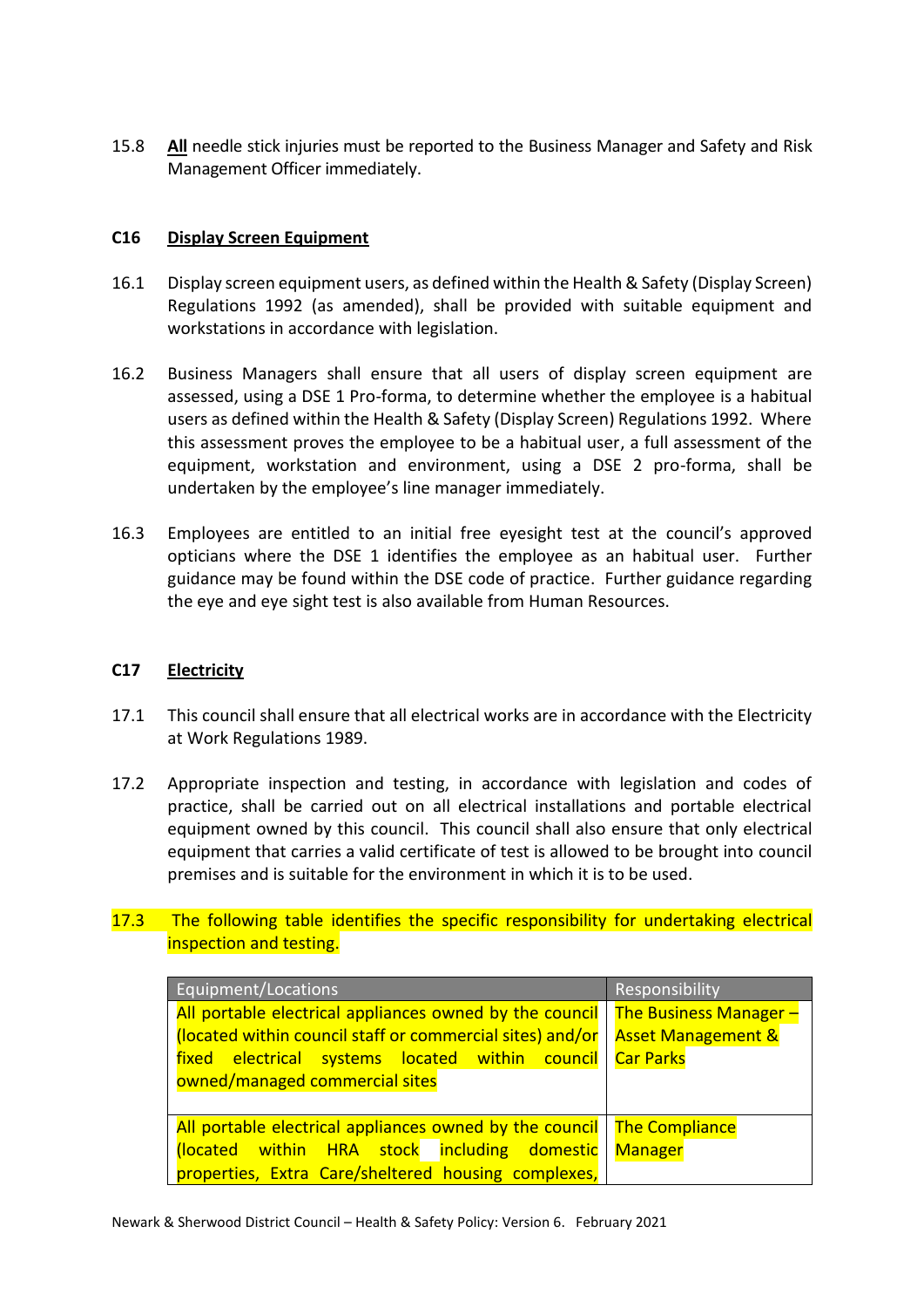15.8 **All** needle stick injuries must be reported to the Business Manager and Safety and Risk Management Officer immediately.

## C16 Display Screen Equipment

16.1 Display screen equipment users, as defined within the Health & Safety (Display Screen) Regulations 1992 (as amended), shall be provided with suitable equipment and workstations in accordance with legislation.

16.2 Business Managers shall ensure that all users of display screen equipment are assessed, using a DSE 1 Pro-forma, to determine whether the employee is a habitual users as defined within the Health & Safety (Display Screen) Regulations 1992. Where this assessment proves the employee to be a habitual user, a full assessment of the equipment, workstation and environment, using a DSE 2 pro-forma, shall be undertaken by the employee's line manager immediately.

16.3 Employees are entitled to an initial free eyesight test at the council's approved opticians where the DSE 1 identifies the employee as an habitual user. Further guidance may be found within the DSE code of practice. Further guidance regarding the eye and eye sight test is also available from Human Resources.

## C17 Electricity

17.1 This council shall ensure that all electrical works are in accordance with the Electricity at Work Regulations 1989.

17.2 Appropriate inspection and testing, in accordance with legislation and codes of practice, shall be carried out on all electrical installations and portable electrical equipment owned by this council. This council shall also ensure that only electrical equipment that carries a valid certificate of test is allowed to be brought into council premises and is suitable for the environment in which it is to be used.

17.3 The following table identifies the specific responsibility for undertaking electrical inspection and testing.

| Equipment/Locations | Responsibility |
|---|---|
| All portable electrical appliances owned by the council (located within council staff or commercial sites) and/or fixed electrical systems located within council owned/managed commercial sites | The Business Manager – Asset Management & Car Parks |
| All portable electrical appliances owned by the council (located within HRA stock including domestic properties, Extra Care/sheltered housing complexes, | The Compliance Manager |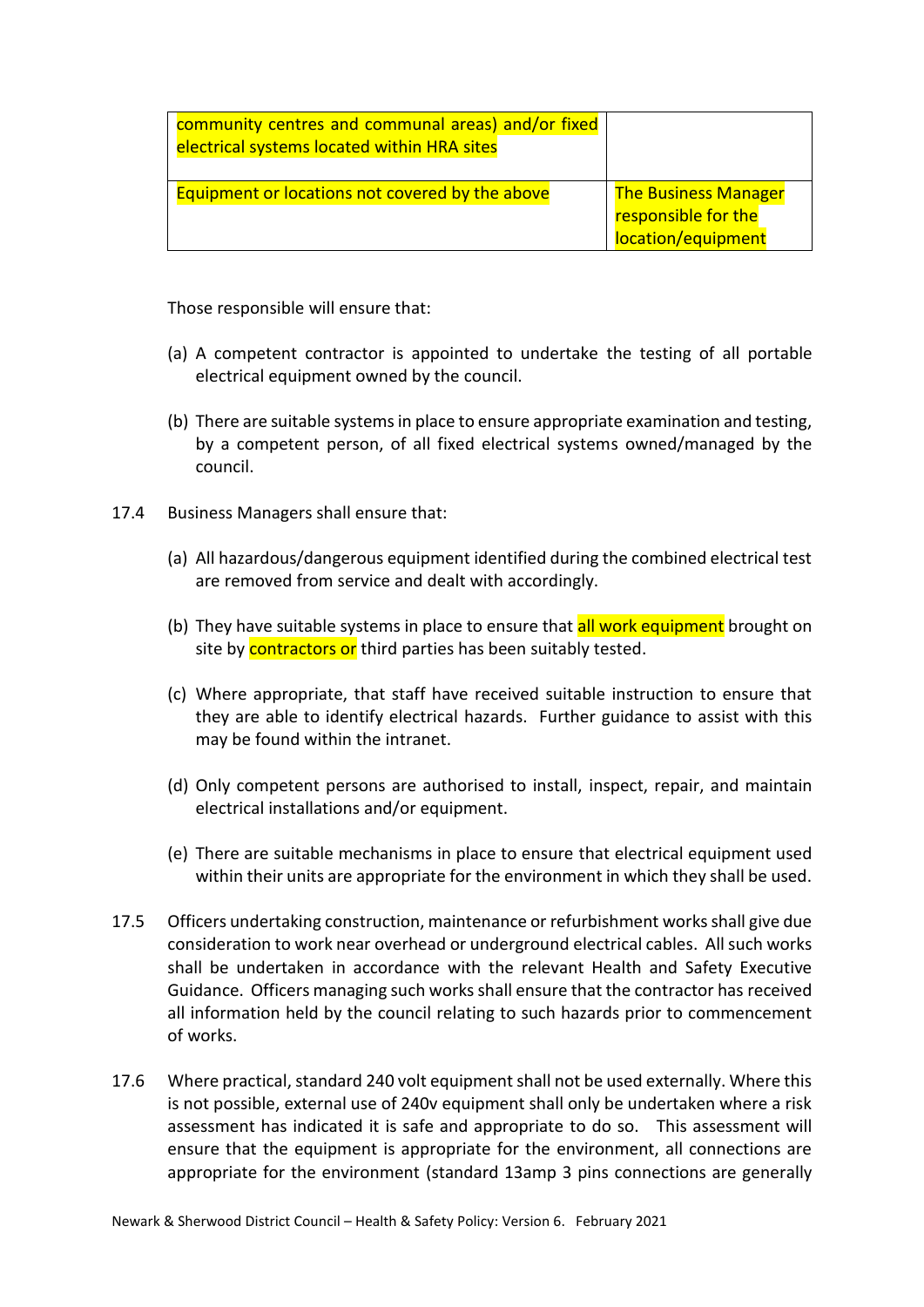| | |
|---|---|
| community centres and communal areas) and/or fixed electrical systems located within HRA sites | |
| Equipment or locations not covered by the above | The Business Manager responsible for the location/equipment |

Those responsible will ensure that:

(a) A competent contractor is appointed to undertake the testing of all portable electrical equipment owned by the council.

(b) There are suitable systems in place to ensure appropriate examination and testing, by a competent person, of all fixed electrical systems owned/managed by the council.

17.4 Business Managers shall ensure that:

(a) All hazardous/dangerous equipment identified during the combined electrical test are removed from service and dealt with accordingly.

(b) They have suitable systems in place to ensure that all work equipment brought on site by contractors or third parties has been suitably tested.

(c) Where appropriate, that staff have received suitable instruction to ensure that they are able to identify electrical hazards. Further guidance to assist with this may be found within the intranet.

(d) Only competent persons are authorised to install, inspect, repair, and maintain electrical installations and/or equipment.

(e) There are suitable mechanisms in place to ensure that electrical equipment used within their units are appropriate for the environment in which they shall be used.

17.5 Officers undertaking construction, maintenance or refurbishment works shall give due consideration to work near overhead or underground electrical cables. All such works shall be undertaken in accordance with the relevant Health and Safety Executive Guidance. Officers managing such works shall ensure that the contractor has received all information held by the council relating to such hazards prior to commencement of works.

17.6 Where practical, standard 240 volt equipment shall not be used externally. Where this is not possible, external use of 240v equipment shall only be undertaken where a risk assessment has indicated it is safe and appropriate to do so. This assessment will ensure that the equipment is appropriate for the environment, all connections are appropriate for the environment (standard 13amp 3 pins connections are generally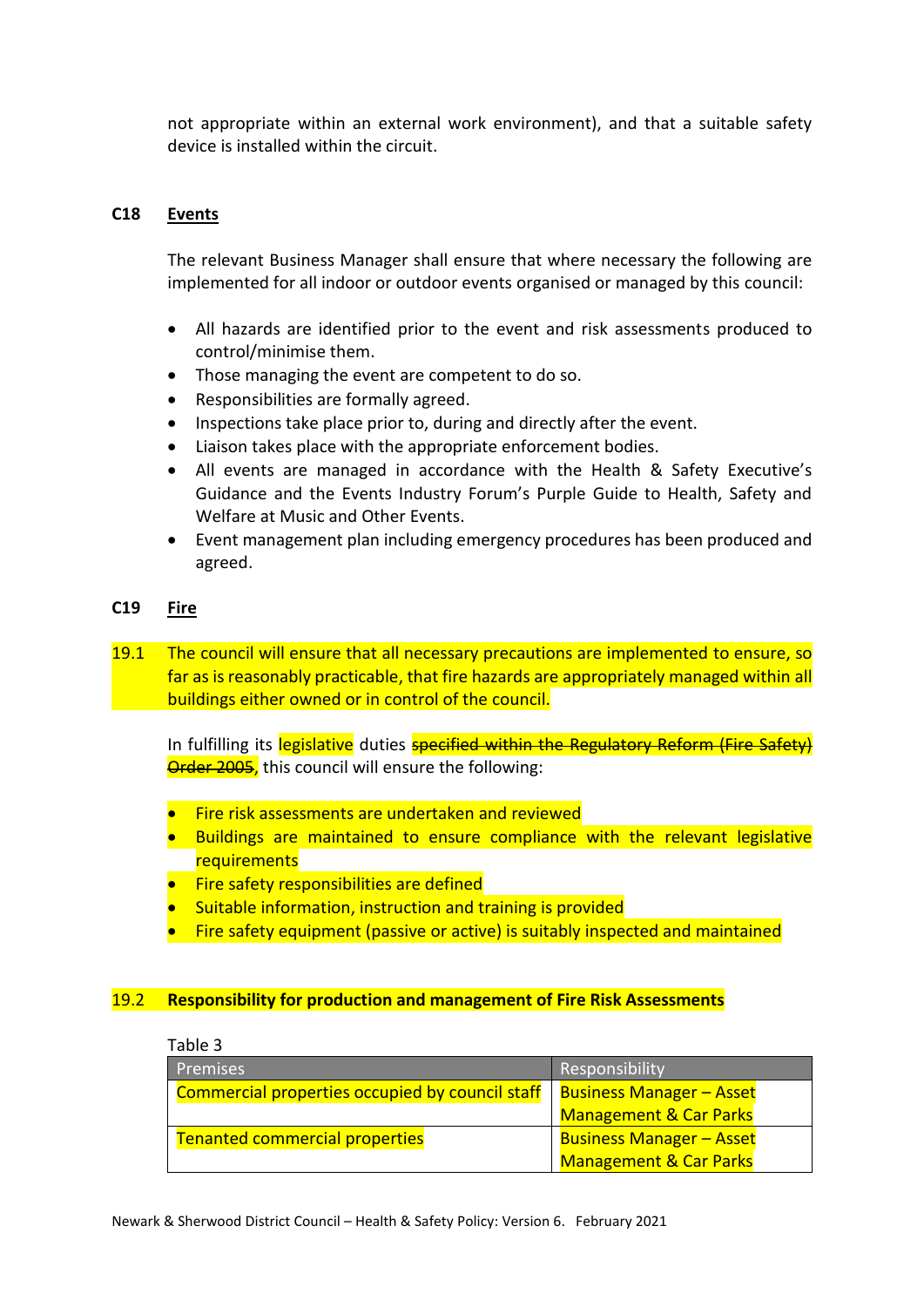not appropriate within an external work environment), and that a suitable safety device is installed within the circuit.

## C18 Events

The relevant Business Manager shall ensure that where necessary the following are implemented for all indoor or outdoor events organised or managed by this council:

- All hazards are identified prior to the event and risk assessments produced to control/minimise them.
- Those managing the event are competent to do so.
- Responsibilities are formally agreed.
- Inspections take place prior to, during and directly after the event.
- Liaison takes place with the appropriate enforcement bodies.
- All events are managed in accordance with the Health & Safety Executive's Guidance and the Events Industry Forum's Purple Guide to Health, Safety and Welfare at Music and Other Events.
- Event management plan including emergency procedures has been produced and agreed.

## C19 Fire

19.1 The council will ensure that all necessary precautions are implemented to ensure, so far as is reasonably practicable, that fire hazards are appropriately managed within all buildings either owned or in control of the council.

In fulfilling its legislative duties ~~specified within the Regulatory Reform (Fire Safety) Order 2005~~, this council will ensure the following:

- Fire risk assessments are undertaken and reviewed
- Buildings are maintained to ensure compliance with the relevant legislative requirements
- Fire safety responsibilities are defined
- Suitable information, instruction and training is provided
- Fire safety equipment (passive or active) is suitably inspected and maintained

**19.2 Responsibility for production and management of Fire Risk Assessments**

Table 3

| Premises | Responsibility |
|---|---|
| Commercial properties occupied by council staff | Business Manager – Asset Management & Car Parks |
| Tenanted commercial properties | Business Manager – Asset Management & Car Parks |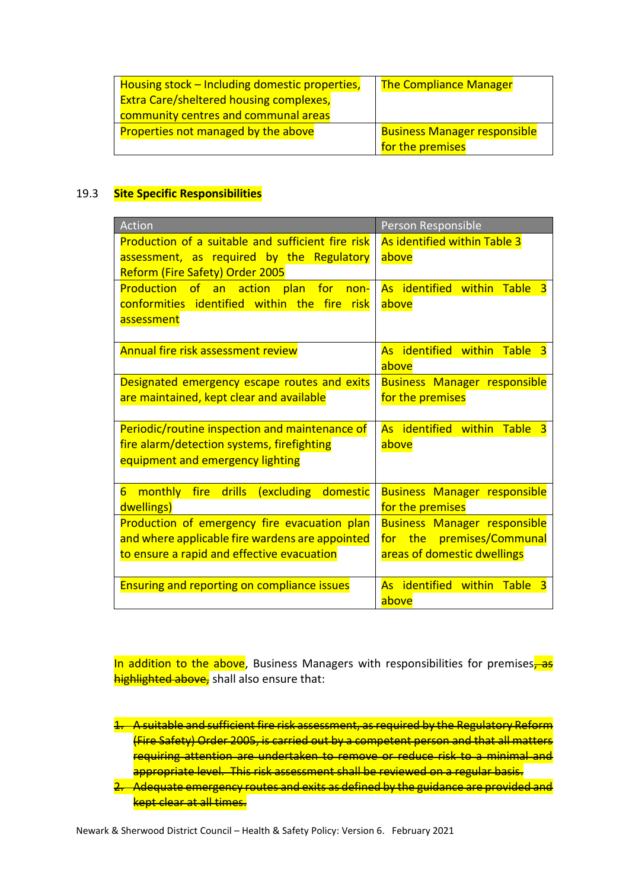| Housing stock – Including domestic properties, Extra Care/sheltered housing complexes, community centres and communal areas | The Compliance Manager |
| --- | --- |
| Properties not managed by the above | Business Manager responsible for the premises |

### 19.3 **Site Specific Responsibilities**

| Action | Person Responsible |
| --- | --- |
| Production of a suitable and sufficient fire risk assessment, as required by the Regulatory Reform (Fire Safety) Order 2005 | As identified within Table 3 above |
| Production of an action plan for non-conformities identified within the fire risk assessment | As identified within Table 3 above |
| Annual fire risk assessment review | As identified within Table 3 above |
| Designated emergency escape routes and exits are maintained, kept clear and available | Business Manager responsible for the premises |
| Periodic/routine inspection and maintenance of fire alarm/detection systems, firefighting equipment and emergency lighting | As identified within Table 3 above |
| 6 monthly fire drills (excluding domestic dwellings) | Business Manager responsible for the premises |
| Production of emergency fire evacuation plan and where applicable fire wardens are appointed to ensure a rapid and effective evacuation | Business Manager responsible for the premises/Communal areas of domestic dwellings |
| Ensuring and reporting on compliance issues | As identified within Table 3 above |

In addition to the above, Business Managers with responsibilities for premises, ~~as highlighted above,~~ shall also ensure that:

1. ~~A suitable and sufficient fire risk assessment, as required by the Regulatory Reform (Fire Safety) Order 2005, is carried out by a competent person and that all matters requiring attention are undertaken to remove or reduce risk to a minimal and appropriate level. This risk assessment shall be reviewed on a regular basis.~~
2. ~~Adequate emergency routes and exits as defined by the guidance are provided and kept clear at all times.~~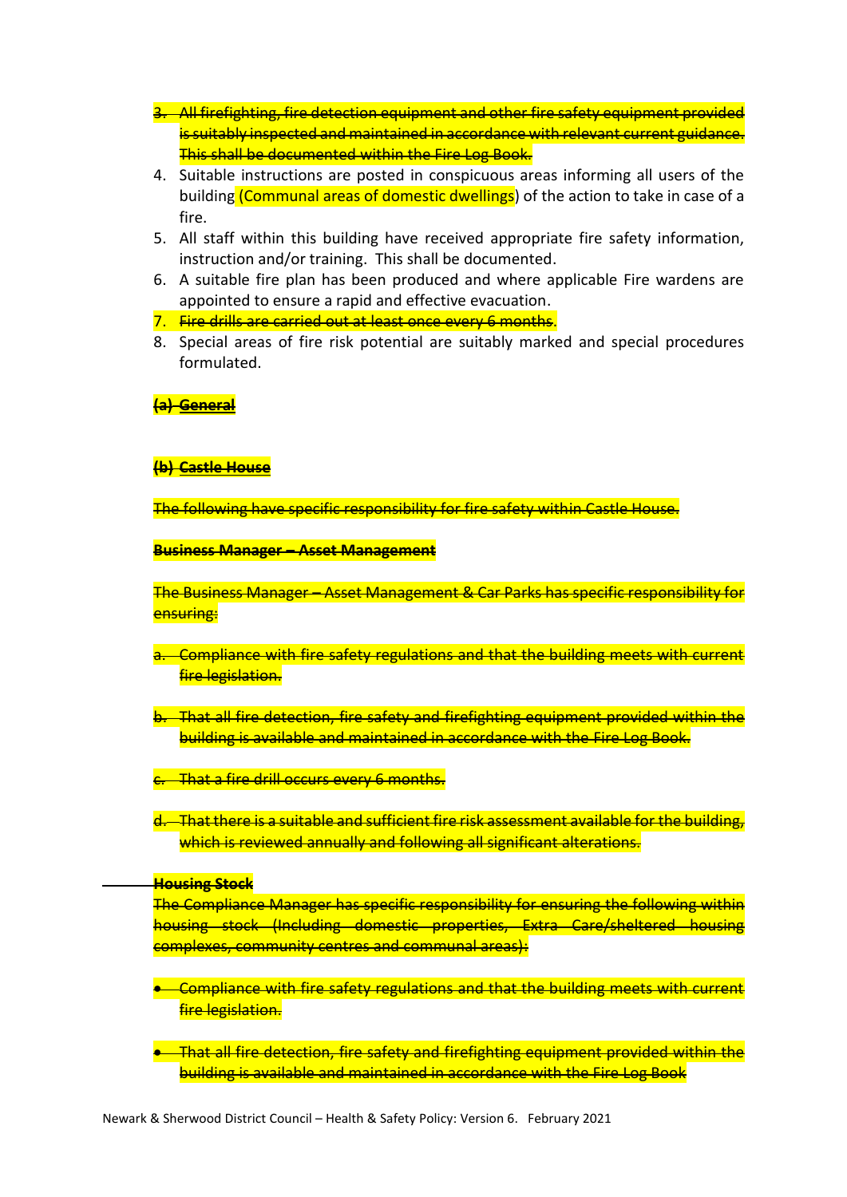3. ~~All firefighting, fire detection equipment and other fire safety equipment provided is suitably inspected and maintained in accordance with relevant current guidance. This shall be documented within the Fire Log Book.~~
4. Suitable instructions are posted in conspicuous areas informing all users of the building (Communal areas of domestic dwellings) of the action to take in case of a fire.
5. All staff within this building have received appropriate fire safety information, instruction and/or training. This shall be documented.
6. A suitable fire plan has been produced and where applicable Fire wardens are appointed to ensure a rapid and effective evacuation.
7. ~~Fire drills are carried out at least once every 6 months.~~
8. Special areas of fire risk potential are suitably marked and special procedures formulated.

~~**(a) General**~~

~~**(b) Castle House**~~

~~The following have specific responsibility for fire safety within Castle House.~~

~~**Business Manager – Asset Management**~~

~~The Business Manager – Asset Management & Car Parks has specific responsibility for ensuring:~~

~~a. Compliance with fire safety regulations and that the building meets with current fire legislation.~~

~~b. That all fire detection, fire safety and firefighting equipment provided within the building is available and maintained in accordance with the Fire Log Book.~~

~~c. That a fire drill occurs every 6 months.~~

~~d. That there is a suitable and sufficient fire risk assessment available for the building, which is reviewed annually and following all significant alterations.~~

~~**Housing Stock**~~

~~The Compliance Manager has specific responsibility for ensuring the following within housing stock (Including domestic properties, Extra Care/sheltered housing complexes, community centres and communal areas):~~

- ~~Compliance with fire safety regulations and that the building meets with current fire legislation.~~
- ~~That all fire detection, fire safety and firefighting equipment provided within the building is available and maintained in accordance with the Fire Log Book~~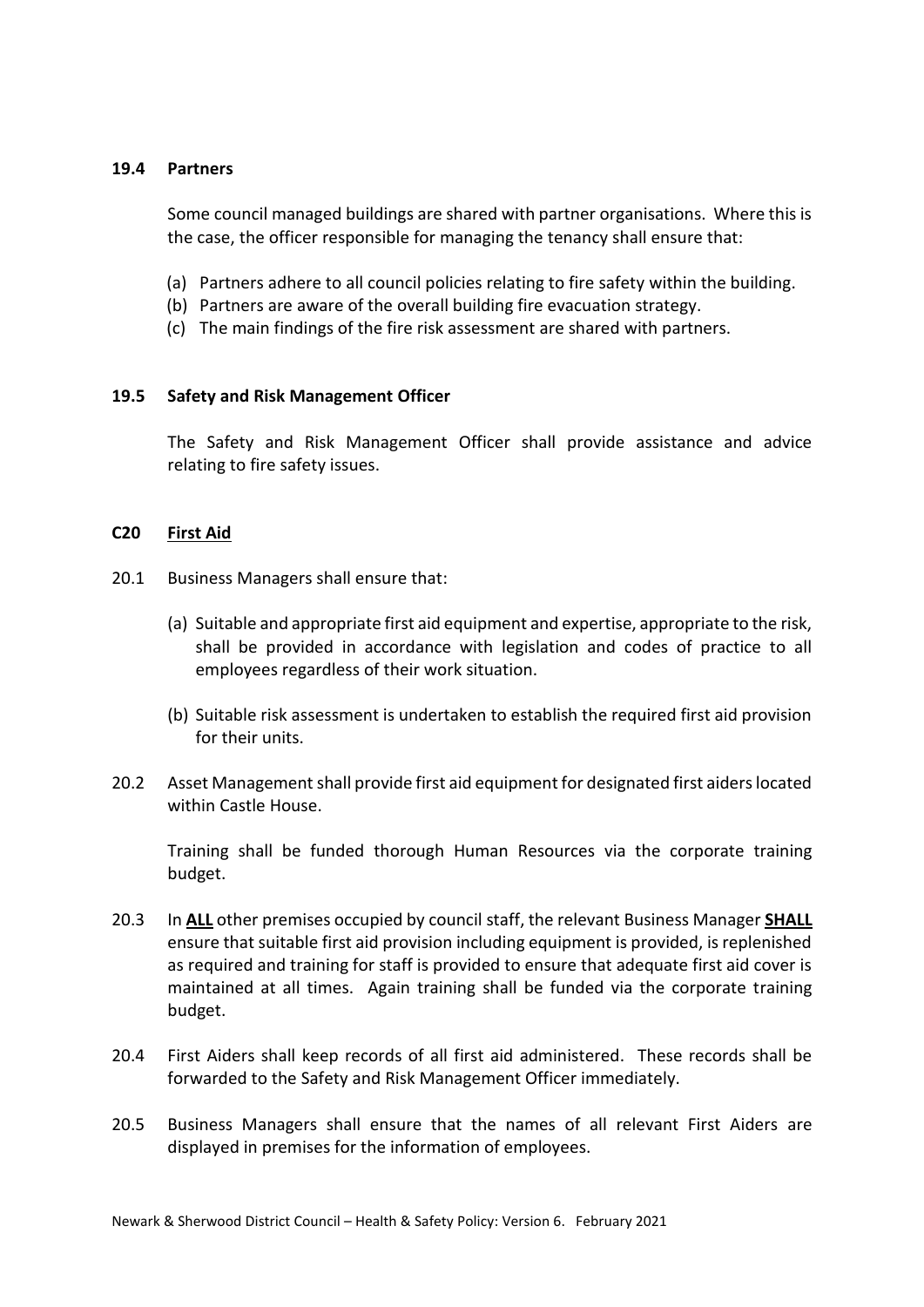### 19.4 Partners

Some council managed buildings are shared with partner organisations. Where this is the case, the officer responsible for managing the tenancy shall ensure that:

(a) Partners adhere to all council policies relating to fire safety within the building.
(b) Partners are aware of the overall building fire evacuation strategy.
(c) The main findings of the fire risk assessment are shared with partners.

### 19.5 Safety and Risk Management Officer

The Safety and Risk Management Officer shall provide assistance and advice relating to fire safety issues.

## C20 <u>First Aid</u>

20.1 Business Managers shall ensure that:

(a) Suitable and appropriate first aid equipment and expertise, appropriate to the risk, shall be provided in accordance with legislation and codes of practice to all employees regardless of their work situation.

(b) Suitable risk assessment is undertaken to establish the required first aid provision for their units.

20.2 Asset Management shall provide first aid equipment for designated first aiders located within Castle House.

Training shall be funded thorough Human Resources via the corporate training budget.

20.3 In **<u>ALL</u>** other premises occupied by council staff, the relevant Business Manager **<u>SHALL</u>** ensure that suitable first aid provision including equipment is provided, is replenished as required and training for staff is provided to ensure that adequate first aid cover is maintained at all times. Again training shall be funded via the corporate training budget.

20.4 First Aiders shall keep records of all first aid administered. These records shall be forwarded to the Safety and Risk Management Officer immediately.

20.5 Business Managers shall ensure that the names of all relevant First Aiders are displayed in premises for the information of employees.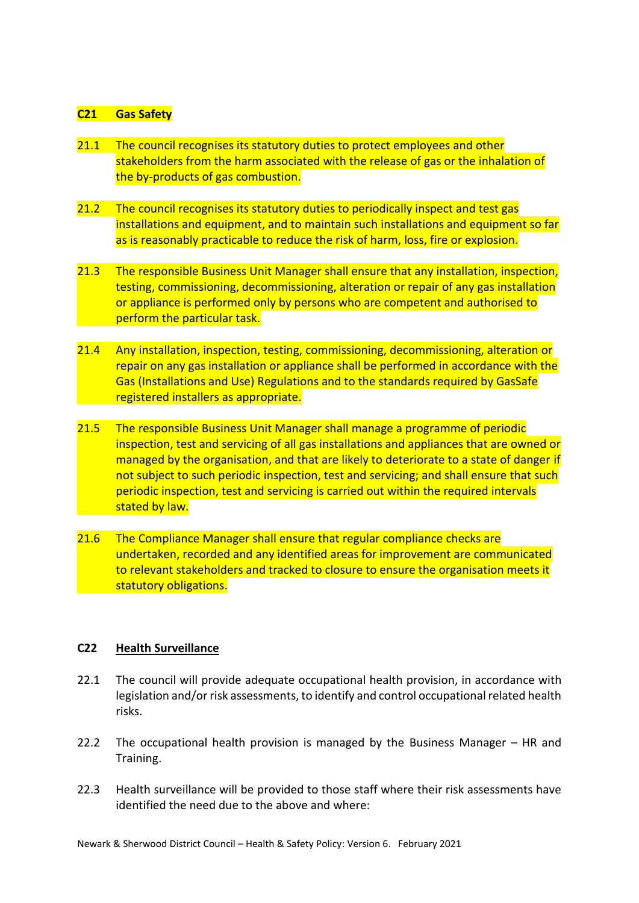## C21 Gas Safety

21.1 The council recognises its statutory duties to protect employees and other stakeholders from the harm associated with the release of gas or the inhalation of the by-products of gas combustion.

21.2 The council recognises its statutory duties to periodically inspect and test gas installations and equipment, and to maintain such installations and equipment so far as is reasonably practicable to reduce the risk of harm, loss, fire or explosion.

21.3 The responsible Business Unit Manager shall ensure that any installation, inspection, testing, commissioning, decommissioning, alteration or repair of any gas installation or appliance is performed only by persons who are competent and authorised to perform the particular task.

21.4 Any installation, inspection, testing, commissioning, decommissioning, alteration or repair on any gas installation or appliance shall be performed in accordance with the Gas (Installations and Use) Regulations and to the standards required by GasSafe registered installers as appropriate.

21.5 The responsible Business Unit Manager shall manage a programme of periodic inspection, test and servicing of all gas installations and appliances that are owned or managed by the organisation, and that are likely to deteriorate to a state of danger if not subject to such periodic inspection, test and servicing; and shall ensure that such periodic inspection, test and servicing is carried out within the required intervals stated by law.

21.6 The Compliance Manager shall ensure that regular compliance checks are undertaken, recorded and any identified areas for improvement are communicated to relevant stakeholders and tracked to closure to ensure the organisation meets it statutory obligations.

## C22 Health Surveillance

22.1 The council will provide adequate occupational health provision, in accordance with legislation and/or risk assessments, to identify and control occupational related health risks.

22.2 The occupational health provision is managed by the Business Manager – HR and Training.

22.3 Health surveillance will be provided to those staff where their risk assessments have identified the need due to the above and where: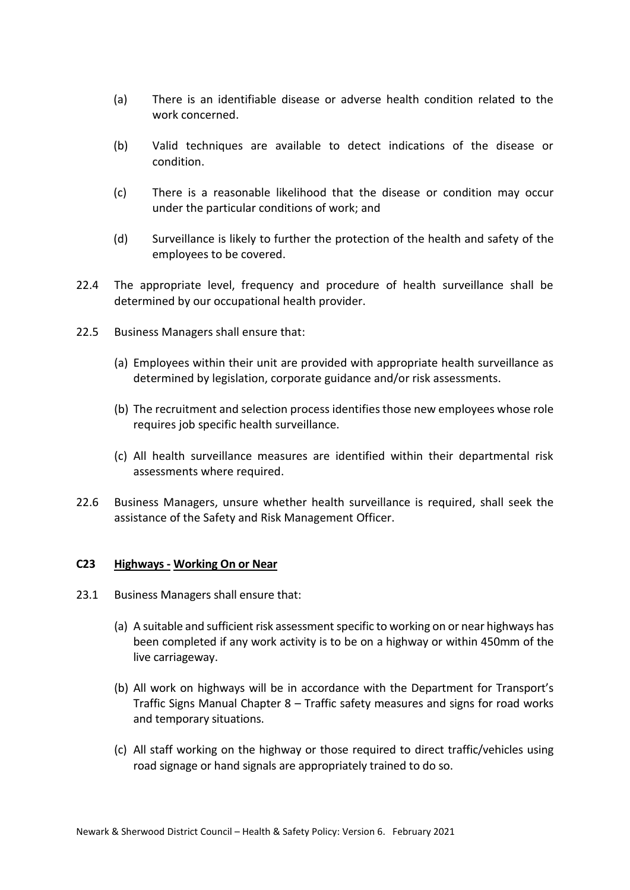(a) There is an identifiable disease or adverse health condition related to the work concerned.

(b) Valid techniques are available to detect indications of the disease or condition.

(c) There is a reasonable likelihood that the disease or condition may occur under the particular conditions of work; and

(d) Surveillance is likely to further the protection of the health and safety of the employees to be covered.

22.4 The appropriate level, frequency and procedure of health surveillance shall be determined by our occupational health provider.

22.5 Business Managers shall ensure that:

(a) Employees within their unit are provided with appropriate health surveillance as determined by legislation, corporate guidance and/or risk assessments.

(b) The recruitment and selection process identifies those new employees whose role requires job specific health surveillance.

(c) All health surveillance measures are identified within their departmental risk assessments where required.

22.6 Business Managers, unsure whether health surveillance is required, shall seek the assistance of the Safety and Risk Management Officer.

## C23 Highways - Working On or Near

23.1 Business Managers shall ensure that:

(a) A suitable and sufficient risk assessment specific to working on or near highways has been completed if any work activity is to be on a highway or within 450mm of the live carriageway.

(b) All work on highways will be in accordance with the Department for Transport's Traffic Signs Manual Chapter 8 – Traffic safety measures and signs for road works and temporary situations.

(c) All staff working on the highway or those required to direct traffic/vehicles using road signage or hand signals are appropriately trained to do so.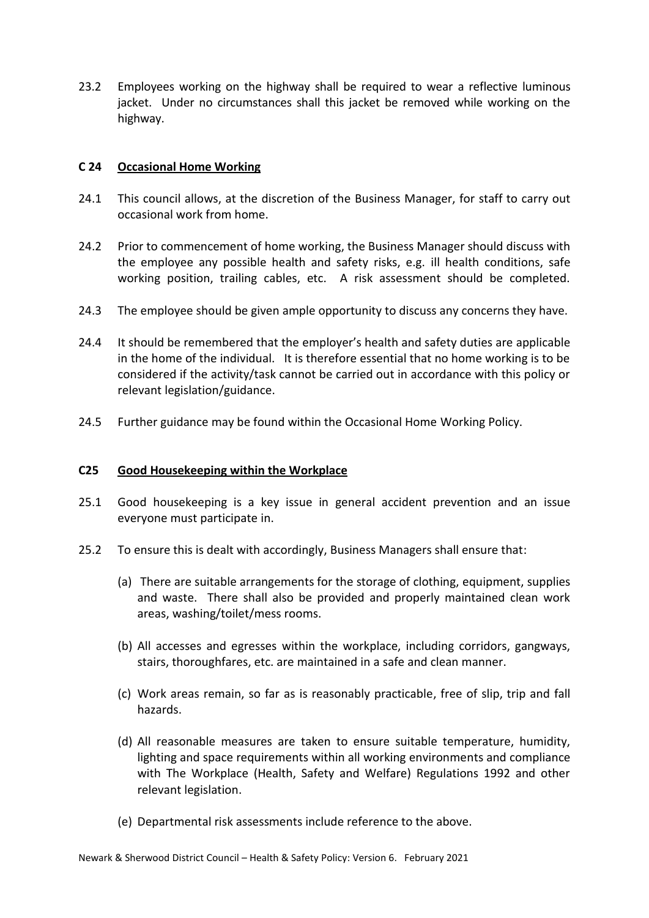23.2 Employees working on the highway shall be required to wear a reflective luminous jacket. Under no circumstances shall this jacket be removed while working on the highway.

## C 24 Occasional Home Working

24.1 This council allows, at the discretion of the Business Manager, for staff to carry out occasional work from home.

24.2 Prior to commencement of home working, the Business Manager should discuss with the employee any possible health and safety risks, e.g. ill health conditions, safe working position, trailing cables, etc. A risk assessment should be completed.

24.3 The employee should be given ample opportunity to discuss any concerns they have.

24.4 It should be remembered that the employer's health and safety duties are applicable in the home of the individual. It is therefore essential that no home working is to be considered if the activity/task cannot be carried out in accordance with this policy or relevant legislation/guidance.

24.5 Further guidance may be found within the Occasional Home Working Policy.

## C25 Good Housekeeping within the Workplace

25.1 Good housekeeping is a key issue in general accident prevention and an issue everyone must participate in.

25.2 To ensure this is dealt with accordingly, Business Managers shall ensure that:

(a) There are suitable arrangements for the storage of clothing, equipment, supplies and waste. There shall also be provided and properly maintained clean work areas, washing/toilet/mess rooms.

(b) All accesses and egresses within the workplace, including corridors, gangways, stairs, thoroughfares, etc. are maintained in a safe and clean manner.

(c) Work areas remain, so far as is reasonably practicable, free of slip, trip and fall hazards.

(d) All reasonable measures are taken to ensure suitable temperature, humidity, lighting and space requirements within all working environments and compliance with The Workplace (Health, Safety and Welfare) Regulations 1992 and other relevant legislation.

(e) Departmental risk assessments include reference to the above.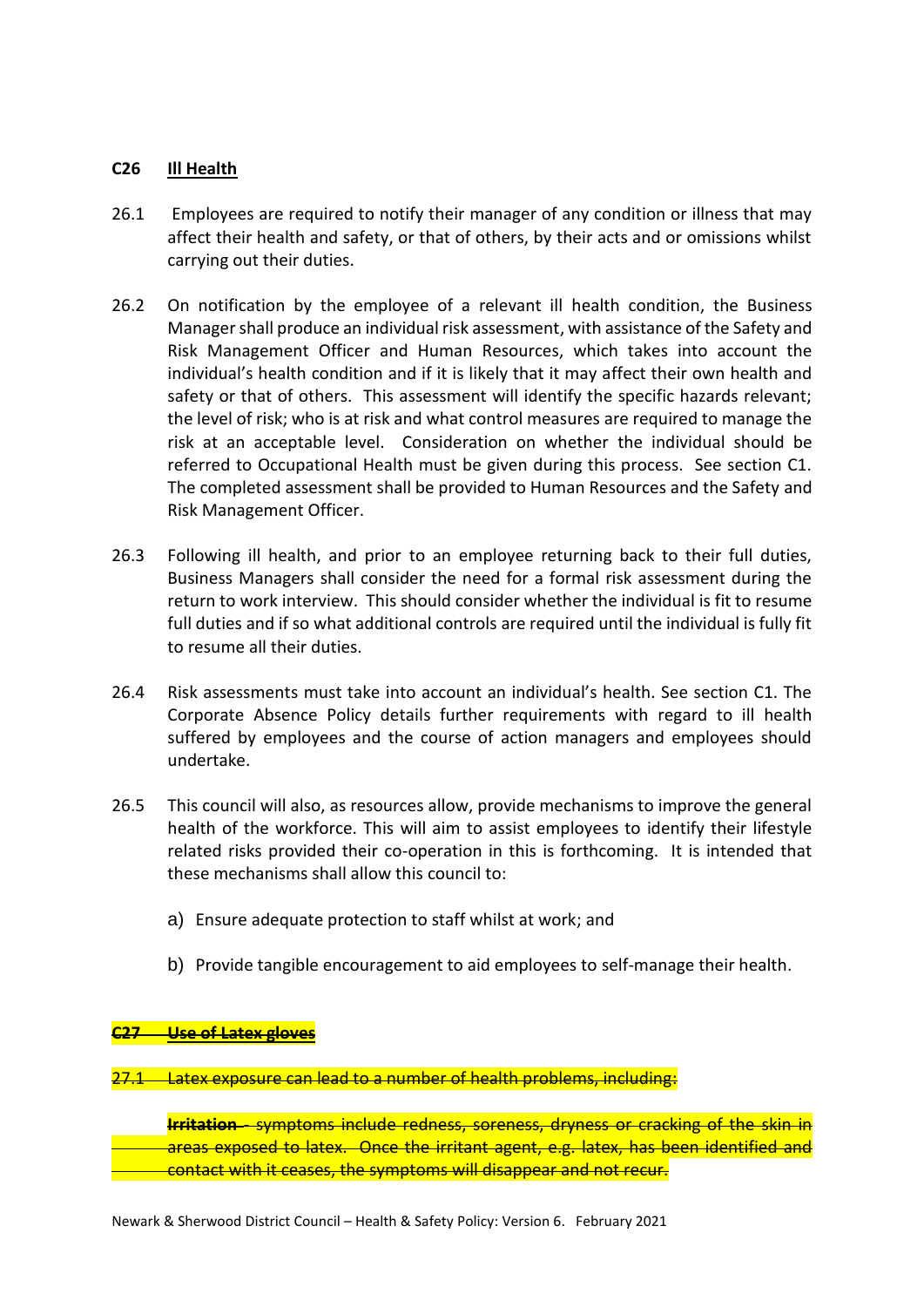## C26 Ill Health

26.1 Employees are required to notify their manager of any condition or illness that may affect their health and safety, or that of others, by their acts and or omissions whilst carrying out their duties.

26.2 On notification by the employee of a relevant ill health condition, the Business Manager shall produce an individual risk assessment, with assistance of the Safety and Risk Management Officer and Human Resources, which takes into account the individual's health condition and if it is likely that it may affect their own health and safety or that of others. This assessment will identify the specific hazards relevant; the level of risk; who is at risk and what control measures are required to manage the risk at an acceptable level. Consideration on whether the individual should be referred to Occupational Health must be given during this process. See section C1. The completed assessment shall be provided to Human Resources and the Safety and Risk Management Officer.

26.3 Following ill health, and prior to an employee returning back to their full duties, Business Managers shall consider the need for a formal risk assessment during the return to work interview. This should consider whether the individual is fit to resume full duties and if so what additional controls are required until the individual is fully fit to resume all their duties.

26.4 Risk assessments must take into account an individual's health. See section C1. The Corporate Absence Policy details further requirements with regard to ill health suffered by employees and the course of action managers and employees should undertake.

26.5 This council will also, as resources allow, provide mechanisms to improve the general health of the workforce. This will aim to assist employees to identify their lifestyle related risks provided their co-operation in this is forthcoming. It is intended that these mechanisms shall allow this council to:

a) Ensure adequate protection to staff whilst at work; and

b) Provide tangible encouragement to aid employees to self-manage their health.

## ~~C27 Use of Latex gloves~~

~~27.1 Latex exposure can lead to a number of health problems, including:~~

~~**Irritation** - symptoms include redness, soreness, dryness or cracking of the skin in areas exposed to latex. Once the irritant agent, e.g. latex, has been identified and contact with it ceases, the symptoms will disappear and not recur.~~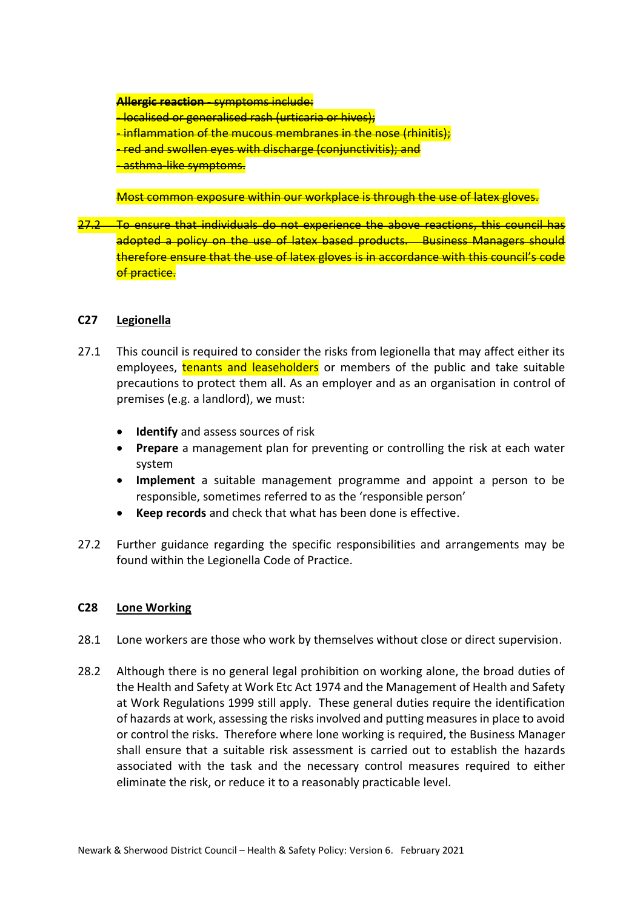~~**Allergic reaction** - symptoms include:~~
~~- localised or generalised rash (urticaria or hives);~~
~~- inflammation of the mucous membranes in the nose (rhinitis);~~
~~- red and swollen eyes with discharge (conjunctivitis); and~~
~~- asthma-like symptoms.~~

~~Most common exposure within our workplace is through the use of latex gloves.~~

~~27.2 To ensure that individuals do not experience the above reactions, this council has adopted a policy on the use of latex based products. Business Managers should therefore ensure that the use of latex gloves is in accordance with this council's code of practice.~~

## C27 Legionella

27.1 This council is required to consider the risks from legionella that may affect either its employees, tenants and leaseholders or members of the public and take suitable precautions to protect them all. As an employer and as an organisation in control of premises (e.g. a landlord), we must:

- **Identify** and assess sources of risk
- **Prepare** a management plan for preventing or controlling the risk at each water system
- **Implement** a suitable management programme and appoint a person to be responsible, sometimes referred to as the 'responsible person'
- **Keep records** and check that what has been done is effective.

27.2 Further guidance regarding the specific responsibilities and arrangements may be found within the Legionella Code of Practice.

## C28 Lone Working

28.1 Lone workers are those who work by themselves without close or direct supervision.

28.2 Although there is no general legal prohibition on working alone, the broad duties of the Health and Safety at Work Etc Act 1974 and the Management of Health and Safety at Work Regulations 1999 still apply. These general duties require the identification of hazards at work, assessing the risks involved and putting measures in place to avoid or control the risks. Therefore where lone working is required, the Business Manager shall ensure that a suitable risk assessment is carried out to establish the hazards associated with the task and the necessary control measures required to either eliminate the risk, or reduce it to a reasonably practicable level.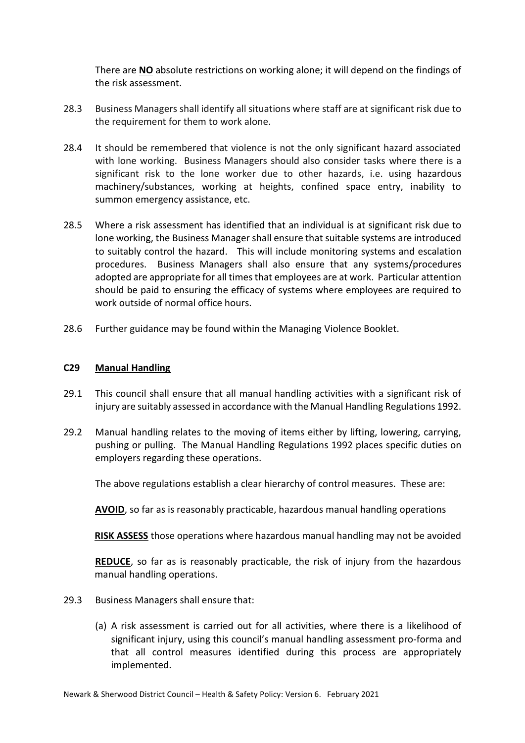There are **NO** absolute restrictions on working alone; it will depend on the findings of the risk assessment.

28.3 Business Managers shall identify all situations where staff are at significant risk due to the requirement for them to work alone.

28.4 It should be remembered that violence is not the only significant hazard associated with lone working. Business Managers should also consider tasks where there is a significant risk to the lone worker due to other hazards, i.e. using hazardous machinery/substances, working at heights, confined space entry, inability to summon emergency assistance, etc.

28.5 Where a risk assessment has identified that an individual is at significant risk due to lone working, the Business Manager shall ensure that suitable systems are introduced to suitably control the hazard. This will include monitoring systems and escalation procedures. Business Managers shall also ensure that any systems/procedures adopted are appropriate for all times that employees are at work. Particular attention should be paid to ensuring the efficacy of systems where employees are required to work outside of normal office hours.

28.6 Further guidance may be found within the Managing Violence Booklet.

## C29 Manual Handling

29.1 This council shall ensure that all manual handling activities with a significant risk of injury are suitably assessed in accordance with the Manual Handling Regulations 1992.

29.2 Manual handling relates to the moving of items either by lifting, lowering, carrying, pushing or pulling. The Manual Handling Regulations 1992 places specific duties on employers regarding these operations.

The above regulations establish a clear hierarchy of control measures. These are:

**AVOID**, so far as is reasonably practicable, hazardous manual handling operations

**RISK ASSESS** those operations where hazardous manual handling may not be avoided

**REDUCE**, so far as is reasonably practicable, the risk of injury from the hazardous manual handling operations.

29.3 Business Managers shall ensure that:

(a) A risk assessment is carried out for all activities, where there is a likelihood of significant injury, using this council's manual handling assessment pro-forma and that all control measures identified during this process are appropriately implemented.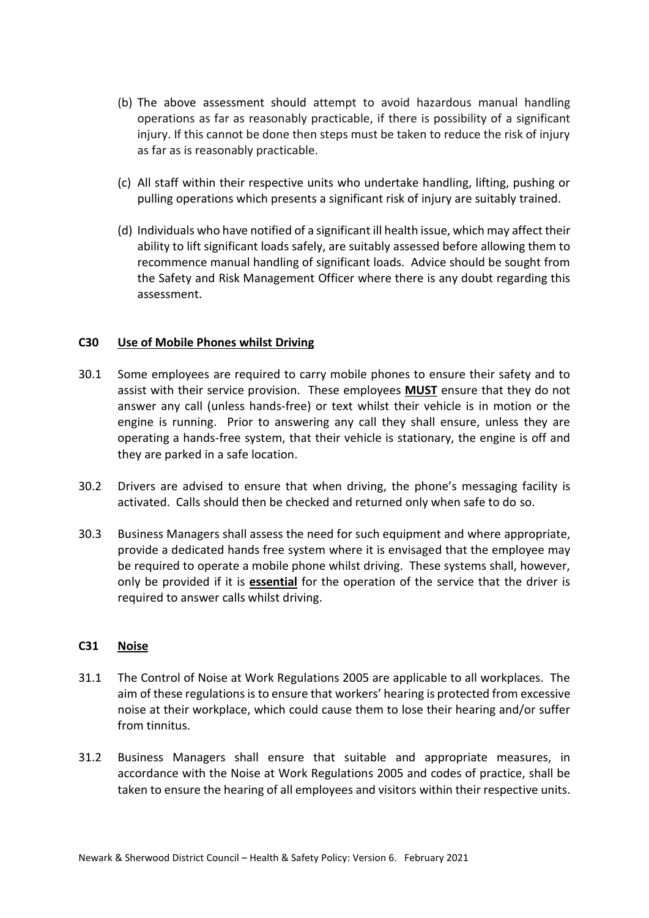(b) The above assessment should attempt to avoid hazardous manual handling operations as far as reasonably practicable, if there is possibility of a significant injury. If this cannot be done then steps must be taken to reduce the risk of injury as far as is reasonably practicable.

(c) All staff within their respective units who undertake handling, lifting, pushing or pulling operations which presents a significant risk of injury are suitably trained.

(d) Individuals who have notified of a significant ill health issue, which may affect their ability to lift significant loads safely, are suitably assessed before allowing them to recommence manual handling of significant loads. Advice should be sought from the Safety and Risk Management Officer where there is any doubt regarding this assessment.

## C30 Use of Mobile Phones whilst Driving

30.1 Some employees are required to carry mobile phones to ensure their safety and to assist with their service provision. These employees **MUST** ensure that they do not answer any call (unless hands-free) or text whilst their vehicle is in motion or the engine is running. Prior to answering any call they shall ensure, unless they are operating a hands-free system, that their vehicle is stationary, the engine is off and they are parked in a safe location.

30.2 Drivers are advised to ensure that when driving, the phone's messaging facility is activated. Calls should then be checked and returned only when safe to do so.

30.3 Business Managers shall assess the need for such equipment and where appropriate, provide a dedicated hands free system where it is envisaged that the employee may be required to operate a mobile phone whilst driving. These systems shall, however, only be provided if it is **essential** for the operation of the service that the driver is required to answer calls whilst driving.

## C31 Noise

31.1 The Control of Noise at Work Regulations 2005 are applicable to all workplaces. The aim of these regulations is to ensure that workers' hearing is protected from excessive noise at their workplace, which could cause them to lose their hearing and/or suffer from tinnitus.

31.2 Business Managers shall ensure that suitable and appropriate measures, in accordance with the Noise at Work Regulations 2005 and codes of practice, shall be taken to ensure the hearing of all employees and visitors within their respective units.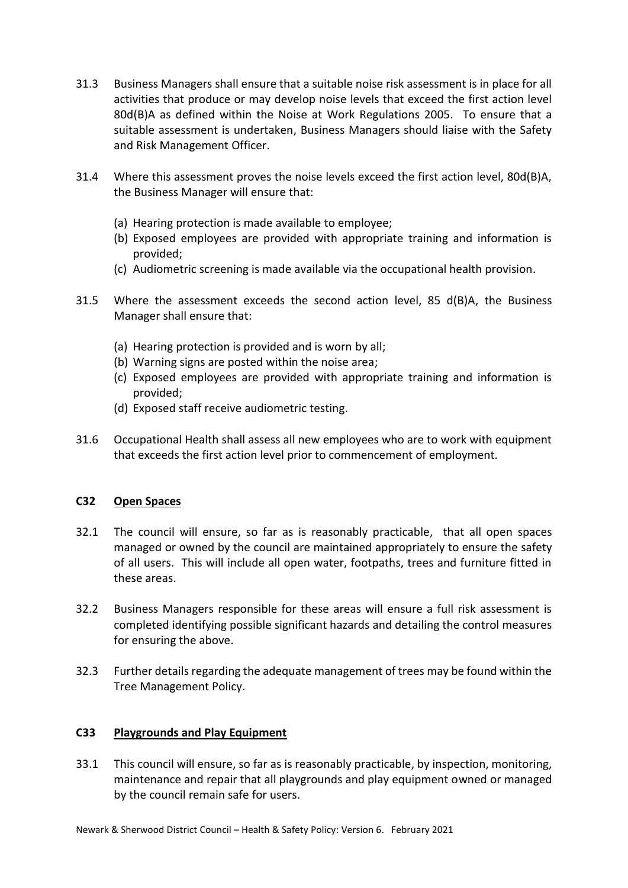31.3 Business Managers shall ensure that a suitable noise risk assessment is in place for all activities that produce or may develop noise levels that exceed the first action level 80d(B)A as defined within the Noise at Work Regulations 2005. To ensure that a suitable assessment is undertaken, Business Managers should liaise with the Safety and Risk Management Officer.

31.4 Where this assessment proves the noise levels exceed the first action level, 80d(B)A, the Business Manager will ensure that:

(a) Hearing protection is made available to employee;
(b) Exposed employees are provided with appropriate training and information is provided;
(c) Audiometric screening is made available via the occupational health provision.

31.5 Where the assessment exceeds the second action level, 85 d(B)A, the Business Manager shall ensure that:

(a) Hearing protection is provided and is worn by all;
(b) Warning signs are posted within the noise area;
(c) Exposed employees are provided with appropriate training and information is provided;
(d) Exposed staff receive audiometric testing.

31.6 Occupational Health shall assess all new employees who are to work with equipment that exceeds the first action level prior to commencement of employment.

## C32 Open Spaces

32.1 The council will ensure, so far as is reasonably practicable, that all open spaces managed or owned by the council are maintained appropriately to ensure the safety of all users. This will include all open water, footpaths, trees and furniture fitted in these areas.

32.2 Business Managers responsible for these areas will ensure a full risk assessment is completed identifying possible significant hazards and detailing the control measures for ensuring the above.

32.3 Further details regarding the adequate management of trees may be found within the Tree Management Policy.

## C33 Playgrounds and Play Equipment

33.1 This council will ensure, so far as is reasonably practicable, by inspection, monitoring, maintenance and repair that all playgrounds and play equipment owned or managed by the council remain safe for users.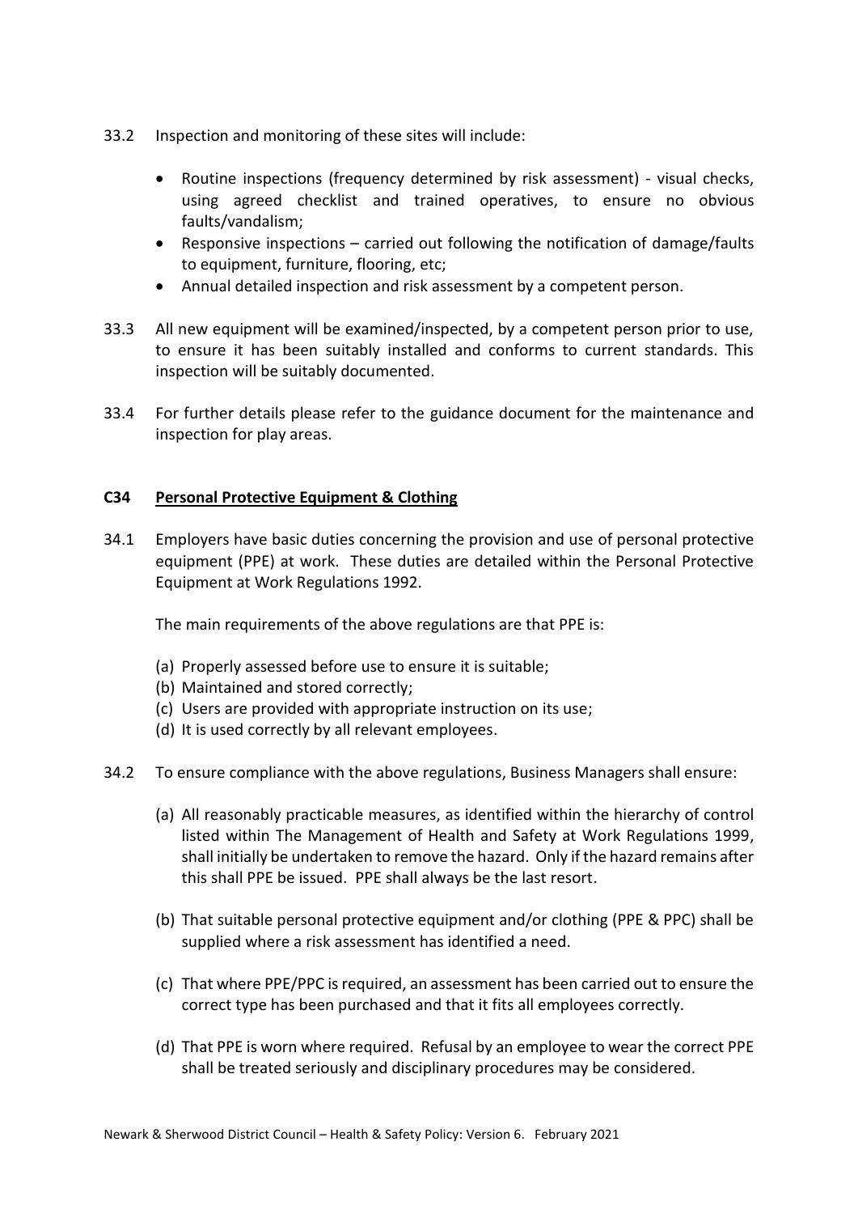33.2 Inspection and monitoring of these sites will include:

- Routine inspections (frequency determined by risk assessment) - visual checks, using agreed checklist and trained operatives, to ensure no obvious faults/vandalism;
- Responsive inspections – carried out following the notification of damage/faults to equipment, furniture, flooring, etc;
- Annual detailed inspection and risk assessment by a competent person.

33.3 All new equipment will be examined/inspected, by a competent person prior to use, to ensure it has been suitably installed and conforms to current standards. This inspection will be suitably documented.

33.4 For further details please refer to the guidance document for the maintenance and inspection for play areas.

### C34 Personal Protective Equipment & Clothing

34.1 Employers have basic duties concerning the provision and use of personal protective equipment (PPE) at work. These duties are detailed within the Personal Protective Equipment at Work Regulations 1992.

The main requirements of the above regulations are that PPE is:

(a) Properly assessed before use to ensure it is suitable;
(b) Maintained and stored correctly;
(c) Users are provided with appropriate instruction on its use;
(d) It is used correctly by all relevant employees.

34.2 To ensure compliance with the above regulations, Business Managers shall ensure:

(a) All reasonably practicable measures, as identified within the hierarchy of control listed within The Management of Health and Safety at Work Regulations 1999, shall initially be undertaken to remove the hazard. Only if the hazard remains after this shall PPE be issued. PPE shall always be the last resort.

(b) That suitable personal protective equipment and/or clothing (PPE & PPC) shall be supplied where a risk assessment has identified a need.

(c) That where PPE/PPC is required, an assessment has been carried out to ensure the correct type has been purchased and that it fits all employees correctly.

(d) That PPE is worn where required. Refusal by an employee to wear the correct PPE shall be treated seriously and disciplinary procedures may be considered.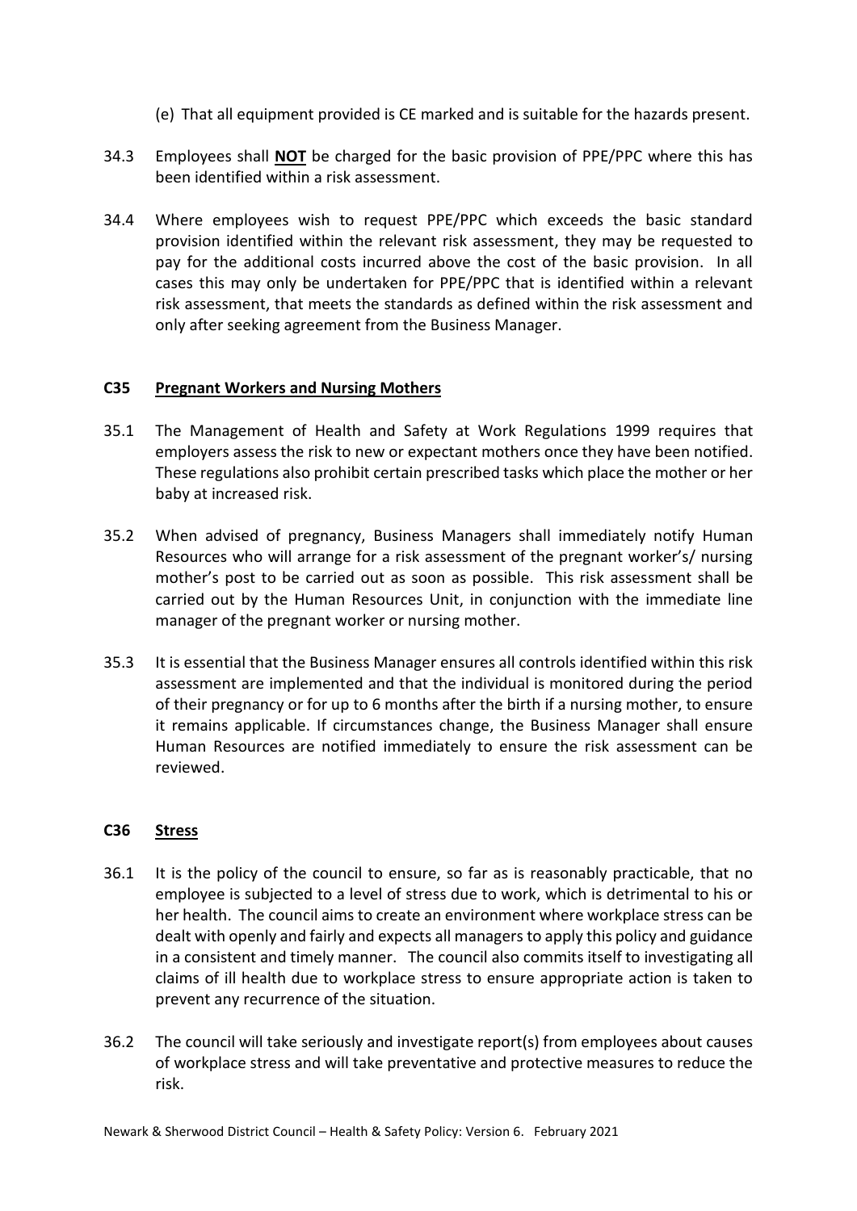(e) That all equipment provided is CE marked and is suitable for the hazards present.

34.3 Employees shall **NOT** be charged for the basic provision of PPE/PPC where this has been identified within a risk assessment.

34.4 Where employees wish to request PPE/PPC which exceeds the basic standard provision identified within the relevant risk assessment, they may be requested to pay for the additional costs incurred above the cost of the basic provision. In all cases this may only be undertaken for PPE/PPC that is identified within a relevant risk assessment, that meets the standards as defined within the risk assessment and only after seeking agreement from the Business Manager.

## C35 Pregnant Workers and Nursing Mothers

35.1 The Management of Health and Safety at Work Regulations 1999 requires that employers assess the risk to new or expectant mothers once they have been notified. These regulations also prohibit certain prescribed tasks which place the mother or her baby at increased risk.

35.2 When advised of pregnancy, Business Managers shall immediately notify Human Resources who will arrange for a risk assessment of the pregnant worker's/ nursing mother's post to be carried out as soon as possible. This risk assessment shall be carried out by the Human Resources Unit, in conjunction with the immediate line manager of the pregnant worker or nursing mother.

35.3 It is essential that the Business Manager ensures all controls identified within this risk assessment are implemented and that the individual is monitored during the period of their pregnancy or for up to 6 months after the birth if a nursing mother, to ensure it remains applicable. If circumstances change, the Business Manager shall ensure Human Resources are notified immediately to ensure the risk assessment can be reviewed.

## C36 Stress

36.1 It is the policy of the council to ensure, so far as is reasonably practicable, that no employee is subjected to a level of stress due to work, which is detrimental to his or her health. The council aims to create an environment where workplace stress can be dealt with openly and fairly and expects all managers to apply this policy and guidance in a consistent and timely manner. The council also commits itself to investigating all claims of ill health due to workplace stress to ensure appropriate action is taken to prevent any recurrence of the situation.

36.2 The council will take seriously and investigate report(s) from employees about causes of workplace stress and will take preventative and protective measures to reduce the risk.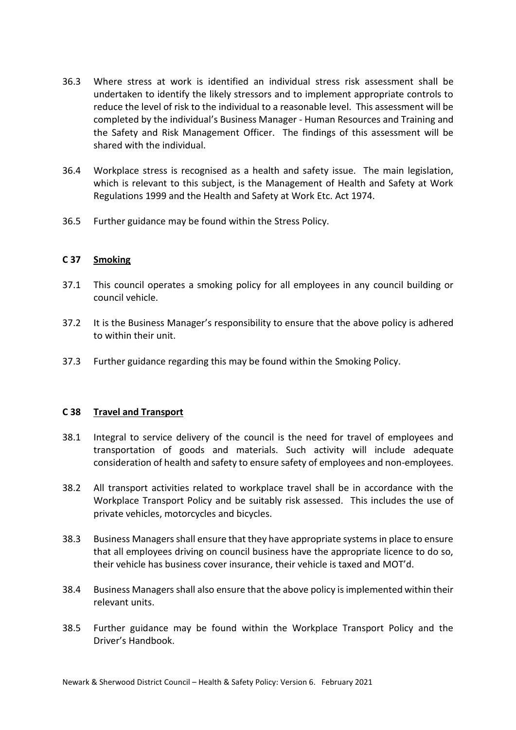36.3 Where stress at work is identified an individual stress risk assessment shall be undertaken to identify the likely stressors and to implement appropriate controls to reduce the level of risk to the individual to a reasonable level. This assessment will be completed by the individual's Business Manager - Human Resources and Training and the Safety and Risk Management Officer. The findings of this assessment will be shared with the individual.

36.4 Workplace stress is recognised as a health and safety issue. The main legislation, which is relevant to this subject, is the Management of Health and Safety at Work Regulations 1999 and the Health and Safety at Work Etc. Act 1974.

36.5 Further guidance may be found within the Stress Policy.

## C 37 Smoking

37.1 This council operates a smoking policy for all employees in any council building or council vehicle.

37.2 It is the Business Manager's responsibility to ensure that the above policy is adhered to within their unit.

37.3 Further guidance regarding this may be found within the Smoking Policy.

## C 38 Travel and Transport

38.1 Integral to service delivery of the council is the need for travel of employees and transportation of goods and materials. Such activity will include adequate consideration of health and safety to ensure safety of employees and non-employees.

38.2 All transport activities related to workplace travel shall be in accordance with the Workplace Transport Policy and be suitably risk assessed. This includes the use of private vehicles, motorcycles and bicycles.

38.3 Business Managers shall ensure that they have appropriate systems in place to ensure that all employees driving on council business have the appropriate licence to do so, their vehicle has business cover insurance, their vehicle is taxed and MOT'd.

38.4 Business Managers shall also ensure that the above policy is implemented within their relevant units.

38.5 Further guidance may be found within the Workplace Transport Policy and the Driver's Handbook.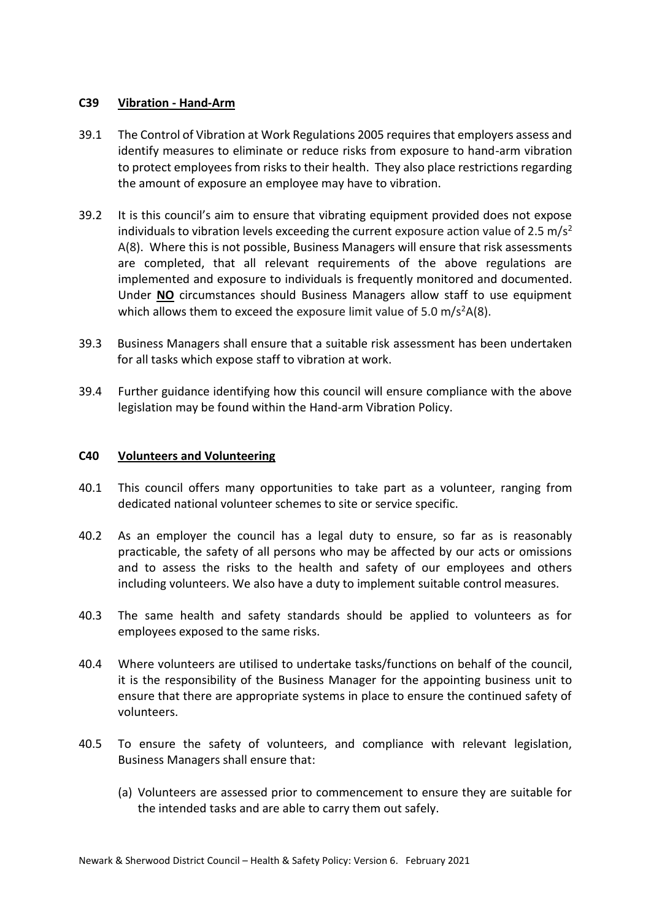## C39 Vibration - Hand-Arm

39.1 The Control of Vibration at Work Regulations 2005 requires that employers assess and identify measures to eliminate or reduce risks from exposure to hand-arm vibration to protect employees from risks to their health. They also place restrictions regarding the amount of exposure an employee may have to vibration.

39.2 It is this council's aim to ensure that vibrating equipment provided does not expose individuals to vibration levels exceeding the current exposure action value of 2.5 $m/s^2$ A(8). Where this is not possible, Business Managers will ensure that risk assessments are completed, that all relevant requirements of the above regulations are implemented and exposure to individuals is frequently monitored and documented. Under **NO** circumstances should Business Managers allow staff to use equipment which allows them to exceed the exposure limit value of 5.0 $m/s^2$A(8).

39.3 Business Managers shall ensure that a suitable risk assessment has been undertaken for all tasks which expose staff to vibration at work.

39.4 Further guidance identifying how this council will ensure compliance with the above legislation may be found within the Hand-arm Vibration Policy.

## C40 Volunteers and Volunteering

40.1 This council offers many opportunities to take part as a volunteer, ranging from dedicated national volunteer schemes to site or service specific.

40.2 As an employer the council has a legal duty to ensure, so far as is reasonably practicable, the safety of all persons who may be affected by our acts or omissions and to assess the risks to the health and safety of our employees and others including volunteers. We also have a duty to implement suitable control measures.

40.3 The same health and safety standards should be applied to volunteers as for employees exposed to the same risks.

40.4 Where volunteers are utilised to undertake tasks/functions on behalf of the council, it is the responsibility of the Business Manager for the appointing business unit to ensure that there are appropriate systems in place to ensure the continued safety of volunteers.

40.5 To ensure the safety of volunteers, and compliance with relevant legislation, Business Managers shall ensure that:

(a) Volunteers are assessed prior to commencement to ensure they are suitable for the intended tasks and are able to carry them out safely.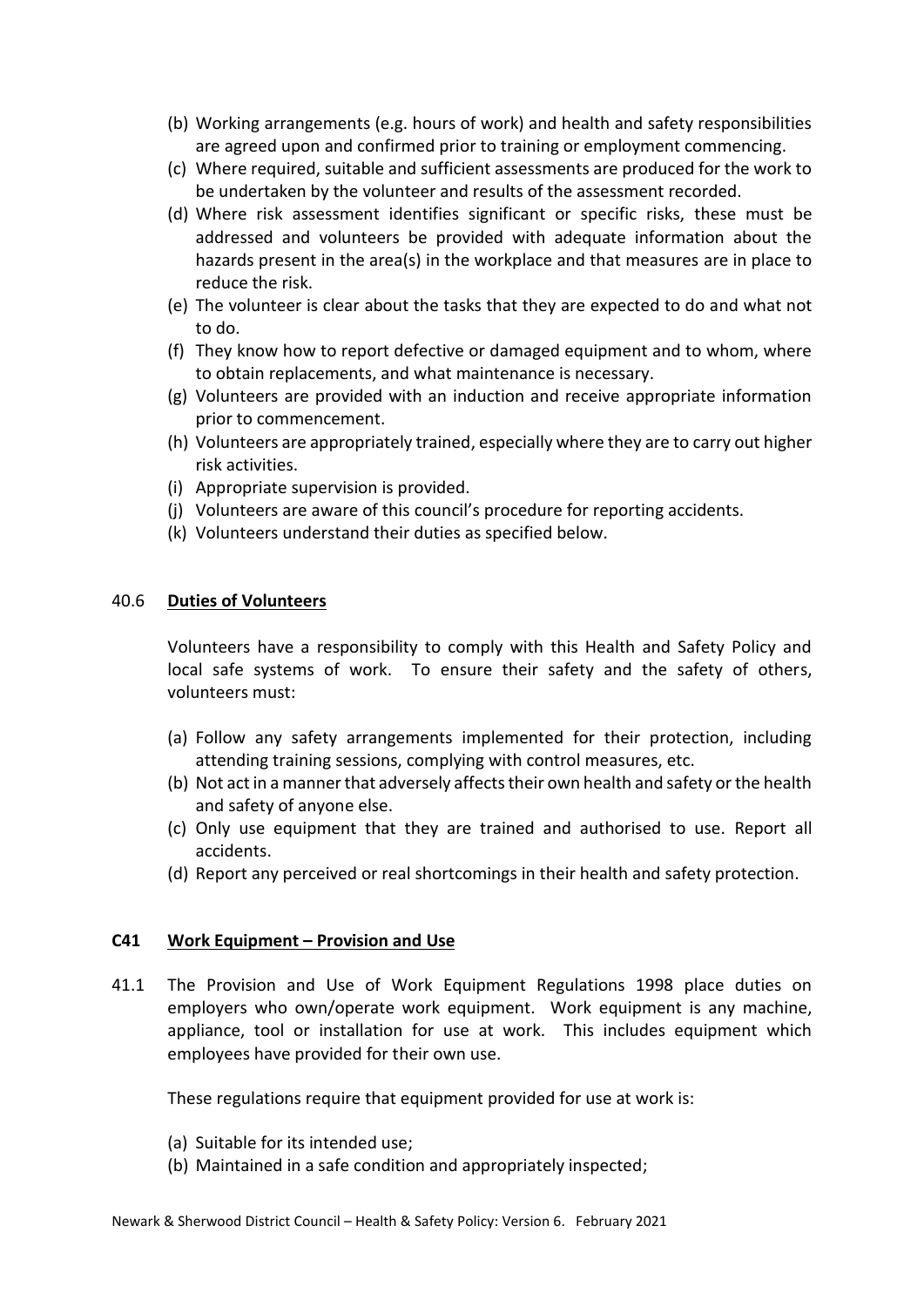(b) Working arrangements (e.g. hours of work) and health and safety responsibilities are agreed upon and confirmed prior to training or employment commencing.

(c) Where required, suitable and sufficient assessments are produced for the work to be undertaken by the volunteer and results of the assessment recorded.

(d) Where risk assessment identifies significant or specific risks, these must be addressed and volunteers be provided with adequate information about the hazards present in the area(s) in the workplace and that measures are in place to reduce the risk.

(e) The volunteer is clear about the tasks that they are expected to do and what not to do.

(f) They know how to report defective or damaged equipment and to whom, where to obtain replacements, and what maintenance is necessary.

(g) Volunteers are provided with an induction and receive appropriate information prior to commencement.

(h) Volunteers are appropriately trained, especially where they are to carry out higher risk activities.

(i) Appropriate supervision is provided.

(j) Volunteers are aware of this council's procedure for reporting accidents.

(k) Volunteers understand their duties as specified below.

#### 40.6 Duties of Volunteers

Volunteers have a responsibility to comply with this Health and Safety Policy and local safe systems of work. To ensure their safety and the safety of others, volunteers must:

(a) Follow any safety arrangements implemented for their protection, including attending training sessions, complying with control measures, etc.

(b) Not act in a manner that adversely affects their own health and safety or the health and safety of anyone else.

(c) Only use equipment that they are trained and authorised to use. Report all accidents.

(d) Report any perceived or real shortcomings in their health and safety protection.

### C41 Work Equipment – Provision and Use

41.1 The Provision and Use of Work Equipment Regulations 1998 place duties on employers who own/operate work equipment. Work equipment is any machine, appliance, tool or installation for use at work. This includes equipment which employees have provided for their own use.

These regulations require that equipment provided for use at work is:

(a) Suitable for its intended use;

(b) Maintained in a safe condition and appropriately inspected;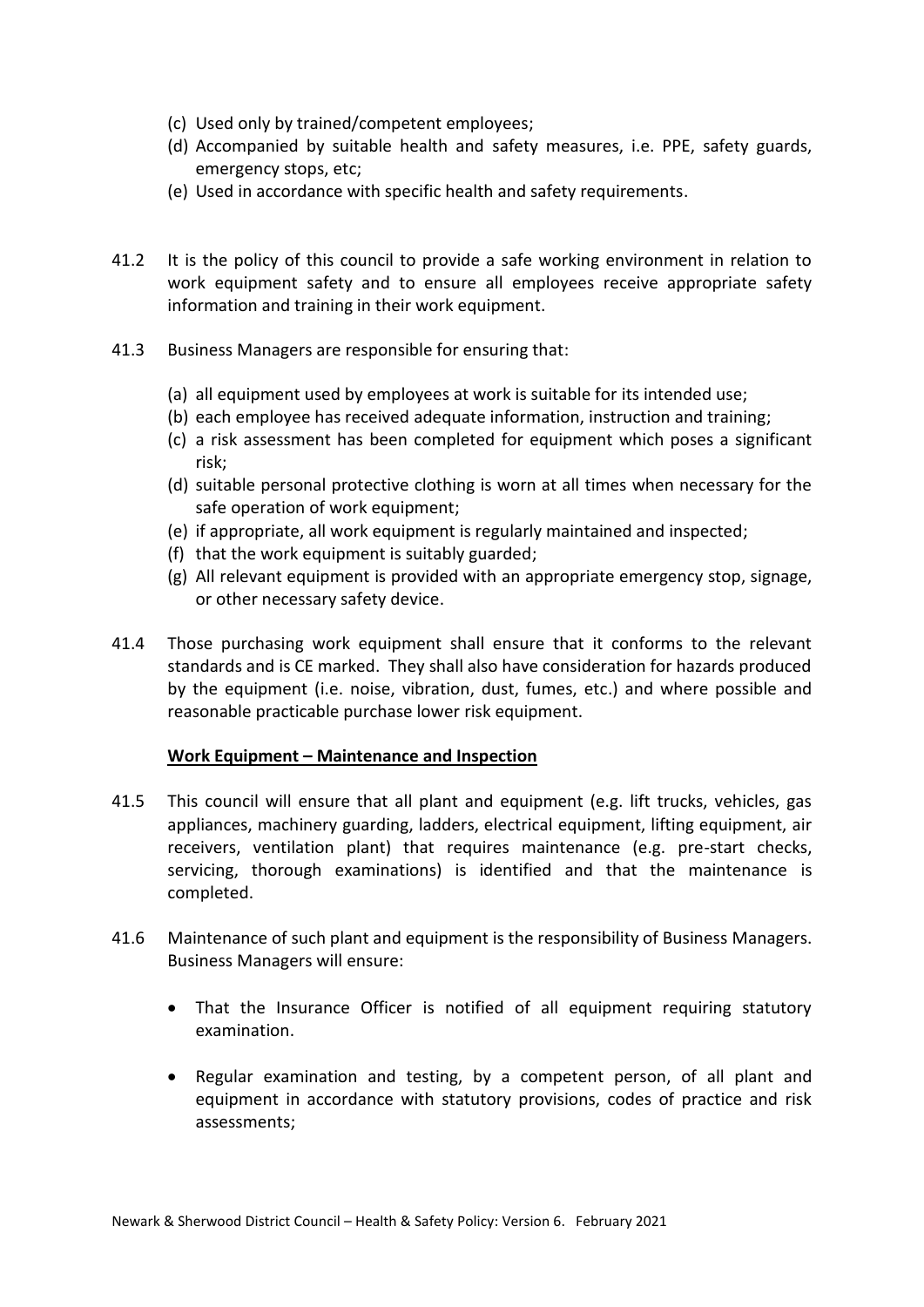(c) Used only by trained/competent employees;
(d) Accompanied by suitable health and safety measures, i.e. PPE, safety guards, emergency stops, etc;
(e) Used in accordance with specific health and safety requirements.

41.2 It is the policy of this council to provide a safe working environment in relation to work equipment safety and to ensure all employees receive appropriate safety information and training in their work equipment.

41.3 Business Managers are responsible for ensuring that:

(a) all equipment used by employees at work is suitable for its intended use;
(b) each employee has received adequate information, instruction and training;
(c) a risk assessment has been completed for equipment which poses a significant risk;
(d) suitable personal protective clothing is worn at all times when necessary for the safe operation of work equipment;
(e) if appropriate, all work equipment is regularly maintained and inspected;
(f) that the work equipment is suitably guarded;
(g) All relevant equipment is provided with an appropriate emergency stop, signage, or other necessary safety device.

41.4 Those purchasing work equipment shall ensure that it conforms to the relevant standards and is CE marked. They shall also have consideration for hazards produced by the equipment (i.e. noise, vibration, dust, fumes, etc.) and where possible and reasonable practicable purchase lower risk equipment.

**Work Equipment – Maintenance and Inspection**

41.5 This council will ensure that all plant and equipment (e.g. lift trucks, vehicles, gas appliances, machinery guarding, ladders, electrical equipment, lifting equipment, air receivers, ventilation plant) that requires maintenance (e.g. pre-start checks, servicing, thorough examinations) is identified and that the maintenance is completed.

41.6 Maintenance of such plant and equipment is the responsibility of Business Managers. Business Managers will ensure:

- That the Insurance Officer is notified of all equipment requiring statutory examination.
- Regular examination and testing, by a competent person, of all plant and equipment in accordance with statutory provisions, codes of practice and risk assessments;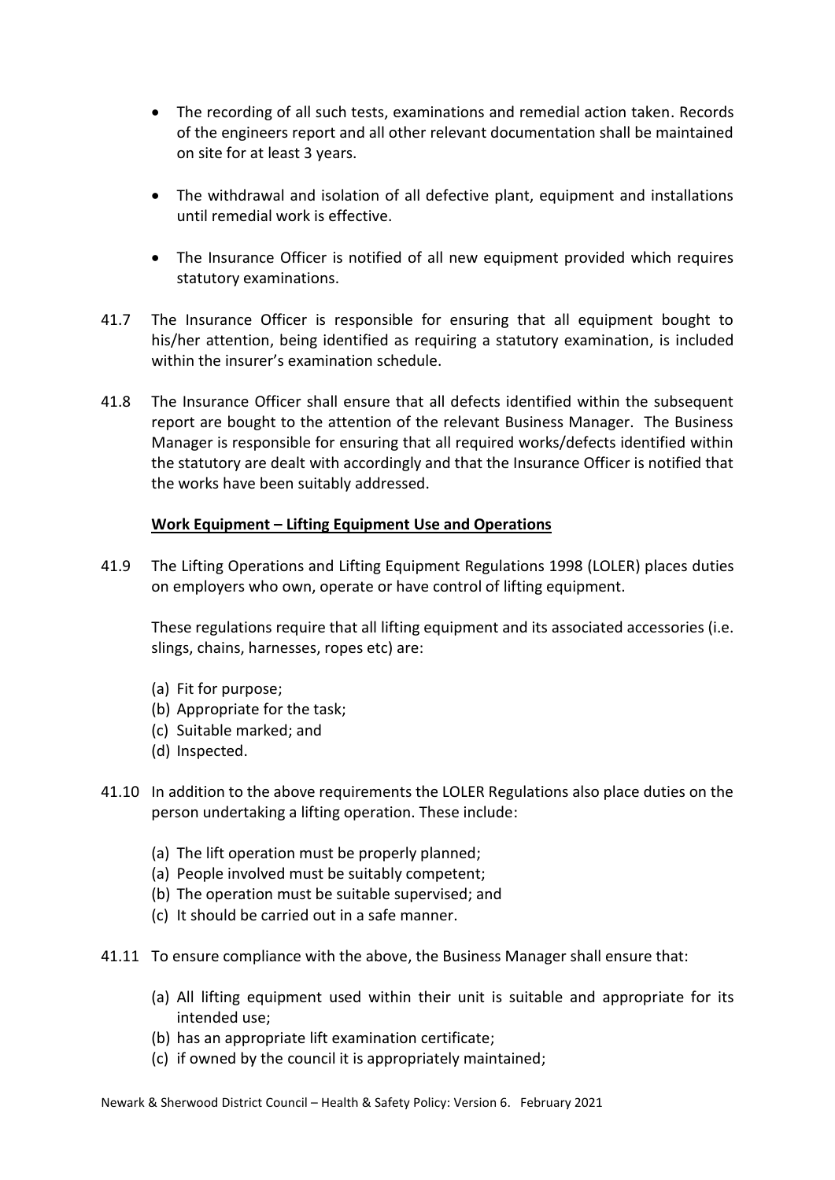- The recording of all such tests, examinations and remedial action taken. Records of the engineers report and all other relevant documentation shall be maintained on site for at least 3 years.

- The withdrawal and isolation of all defective plant, equipment and installations until remedial work is effective.

- The Insurance Officer is notified of all new equipment provided which requires statutory examinations.

41.7 The Insurance Officer is responsible for ensuring that all equipment bought to his/her attention, being identified as requiring a statutory examination, is included within the insurer's examination schedule.

41.8 The Insurance Officer shall ensure that all defects identified within the subsequent report are bought to the attention of the relevant Business Manager. The Business Manager is responsible for ensuring that all required works/defects identified within the statutory are dealt with accordingly and that the Insurance Officer is notified that the works have been suitably addressed.

**Work Equipment – Lifting Equipment Use and Operations**

41.9 The Lifting Operations and Lifting Equipment Regulations 1998 (LOLER) places duties on employers who own, operate or have control of lifting equipment.

These regulations require that all lifting equipment and its associated accessories (i.e. slings, chains, harnesses, ropes etc) are:

(a) Fit for purpose;
(b) Appropriate for the task;
(c) Suitable marked; and
(d) Inspected.

41.10 In addition to the above requirements the LOLER Regulations also place duties on the person undertaking a lifting operation. These include:

(a) The lift operation must be properly planned;
(a) People involved must be suitably competent;
(b) The operation must be suitable supervised; and
(c) It should be carried out in a safe manner.

41.11 To ensure compliance with the above, the Business Manager shall ensure that:

(a) All lifting equipment used within their unit is suitable and appropriate for its intended use;
(b) has an appropriate lift examination certificate;
(c) if owned by the council it is appropriately maintained;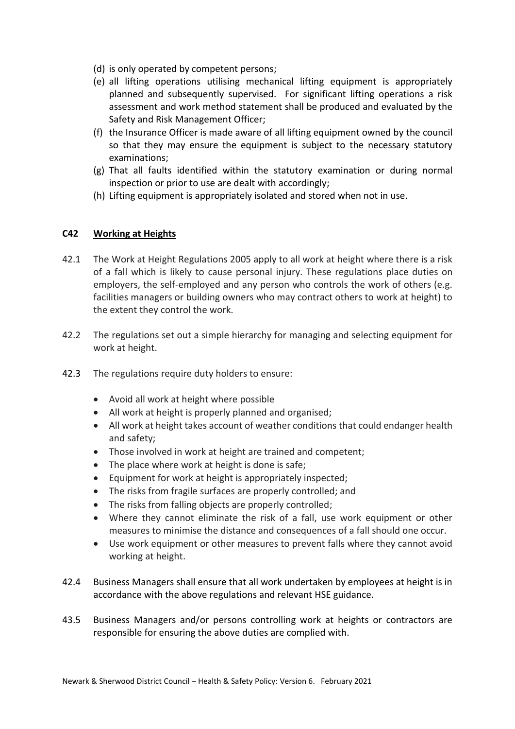(d) is only operated by competent persons;

(e) all lifting operations utilising mechanical lifting equipment is appropriately planned and subsequently supervised. For significant lifting operations a risk assessment and work method statement shall be produced and evaluated by the Safety and Risk Management Officer;

(f) the Insurance Officer is made aware of all lifting equipment owned by the council so that they may ensure the equipment is subject to the necessary statutory examinations;

(g) That all faults identified within the statutory examination or during normal inspection or prior to use are dealt with accordingly;

(h) Lifting equipment is appropriately isolated and stored when not in use.

## C42 Working at Heights

42.1 The Work at Height Regulations 2005 apply to all work at height where there is a risk of a fall which is likely to cause personal injury. These regulations place duties on employers, the self-employed and any person who controls the work of others (e.g. facilities managers or building owners who may contract others to work at height) to the extent they control the work.

42.2 The regulations set out a simple hierarchy for managing and selecting equipment for work at height.

42.3 The regulations require duty holders to ensure:

- Avoid all work at height where possible
- All work at height is properly planned and organised;
- All work at height takes account of weather conditions that could endanger health and safety;
- Those involved in work at height are trained and competent;
- The place where work at height is done is safe;
- Equipment for work at height is appropriately inspected;
- The risks from fragile surfaces are properly controlled; and
- The risks from falling objects are properly controlled;
- Where they cannot eliminate the risk of a fall, use work equipment or other measures to minimise the distance and consequences of a fall should one occur.
- Use work equipment or other measures to prevent falls where they cannot avoid working at height.

42.4 Business Managers shall ensure that all work undertaken by employees at height is in accordance with the above regulations and relevant HSE guidance.

43.5 Business Managers and/or persons controlling work at heights or contractors are responsible for ensuring the above duties are complied with.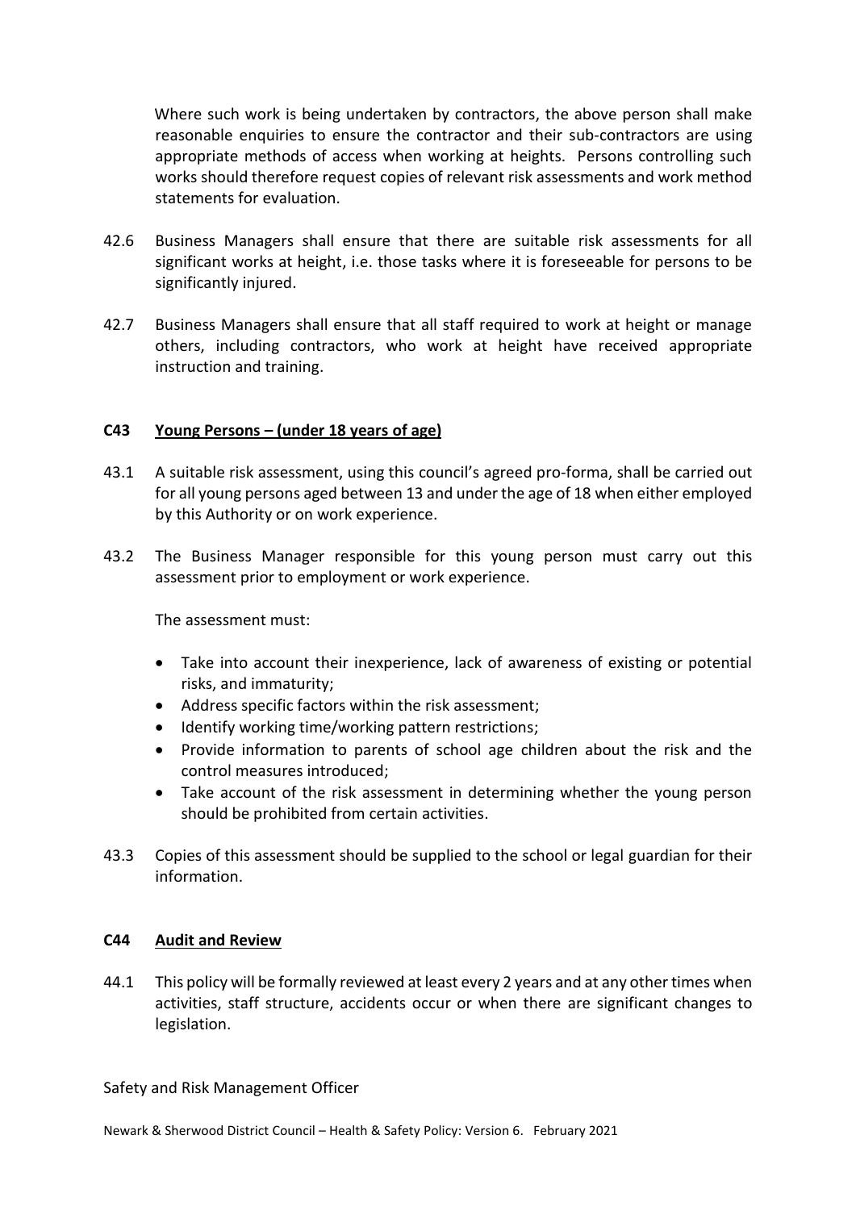Where such work is being undertaken by contractors, the above person shall make reasonable enquiries to ensure the contractor and their sub-contractors are using appropriate methods of access when working at heights. Persons controlling such works should therefore request copies of relevant risk assessments and work method statements for evaluation.

42.6 Business Managers shall ensure that there are suitable risk assessments for all significant works at height, i.e. those tasks where it is foreseeable for persons to be significantly injured.

42.7 Business Managers shall ensure that all staff required to work at height or manage others, including contractors, who work at height have received appropriate instruction and training.

## C43 Young Persons – (under 18 years of age)

43.1 A suitable risk assessment, using this council's agreed pro-forma, shall be carried out for all young persons aged between 13 and under the age of 18 when either employed by this Authority or on work experience.

43.2 The Business Manager responsible for this young person must carry out this assessment prior to employment or work experience.

The assessment must:

- Take into account their inexperience, lack of awareness of existing or potential risks, and immaturity;
- Address specific factors within the risk assessment;
- Identify working time/working pattern restrictions;
- Provide information to parents of school age children about the risk and the control measures introduced;
- Take account of the risk assessment in determining whether the young person should be prohibited from certain activities.

43.3 Copies of this assessment should be supplied to the school or legal guardian for their information.

## C44 Audit and Review

44.1 This policy will be formally reviewed at least every 2 years and at any other times when activities, staff structure, accidents occur or when there are significant changes to legislation.

Safety and Risk Management Officer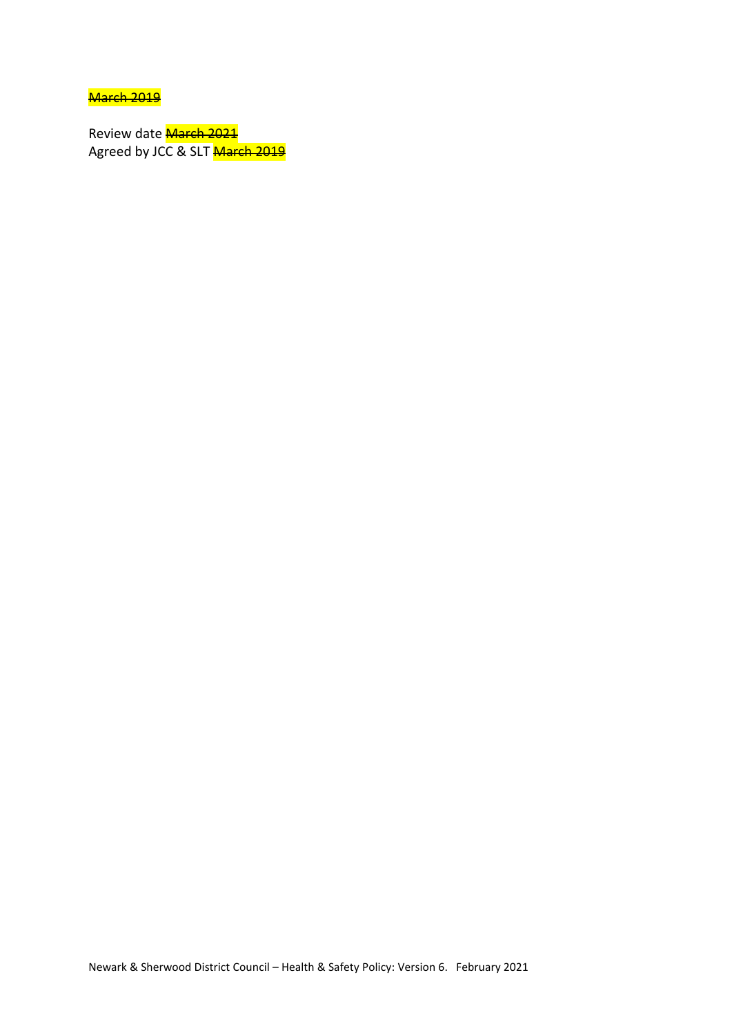~~March 2019~~

Review date ~~March 2021~~
Agreed by JCC & SLT ~~March 2019~~